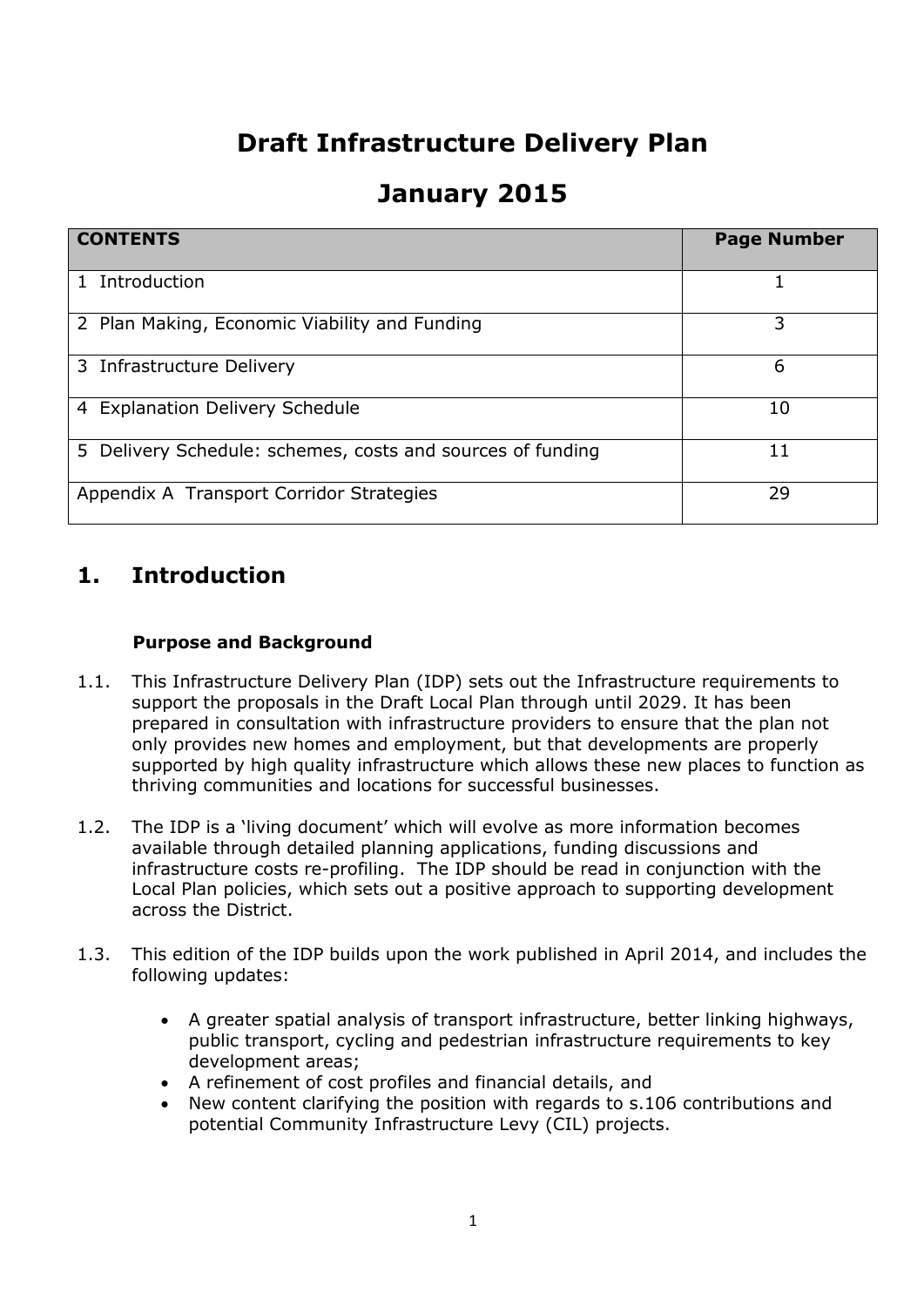# Draft Infrastructure Delivery Plan

# January 2015

| CONTENTS | Page Number |
| --- | --- |
| 1 Introduction | 1 |
| 2 Plan Making, Economic Viability and Funding | 3 |
| 3 Infrastructure Delivery | 6 |
| 4 Explanation Delivery Schedule | 10 |
| 5 Delivery Schedule: schemes, costs and sources of funding | 11 |
| Appendix A Transport Corridor Strategies | 29 |

## 1. Introduction

### Purpose and Background

1.1. This Infrastructure Delivery Plan (IDP) sets out the Infrastructure requirements to support the proposals in the Draft Local Plan through until 2029. It has been prepared in consultation with infrastructure providers to ensure that the plan not only provides new homes and employment, but that developments are properly supported by high quality infrastructure which allows these new places to function as thriving communities and locations for successful businesses.

1.2. The IDP is a 'living document' which will evolve as more information becomes available through detailed planning applications, funding discussions and infrastructure costs re-profiling. The IDP should be read in conjunction with the Local Plan policies, which sets out a positive approach to supporting development across the District.

1.3. This edition of the IDP builds upon the work published in April 2014, and includes the following updates:

- A greater spatial analysis of transport infrastructure, better linking highways, public transport, cycling and pedestrian infrastructure requirements to key development areas;
- A refinement of cost profiles and financial details, and
- New content clarifying the position with regards to s.106 contributions and potential Community Infrastructure Levy (CIL) projects.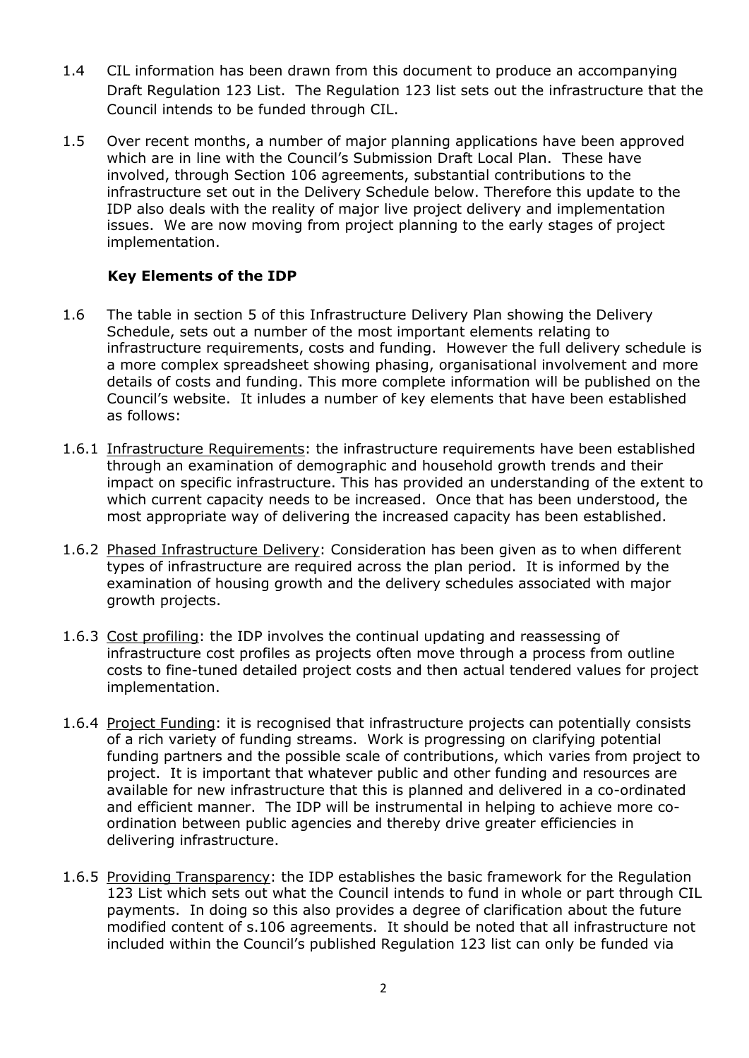1.4 CIL information has been drawn from this document to produce an accompanying Draft Regulation 123 List. The Regulation 123 list sets out the infrastructure that the Council intends to be funded through CIL.

1.5 Over recent months, a number of major planning applications have been approved which are in line with the Council's Submission Draft Local Plan. These have involved, through Section 106 agreements, substantial contributions to the infrastructure set out in the Delivery Schedule below. Therefore this update to the IDP also deals with the reality of major live project delivery and implementation issues. We are now moving from project planning to the early stages of project implementation.

### Key Elements of the IDP

1.6 The table in section 5 of this Infrastructure Delivery Plan showing the Delivery Schedule, sets out a number of the most important elements relating to infrastructure requirements, costs and funding. However the full delivery schedule is a more complex spreadsheet showing phasing, organisational involvement and more details of costs and funding. This more complete information will be published on the Council's website. It inludes a number of key elements that have been established as follows:

1.6.1 Infrastructure Requirements: the infrastructure requirements have been established through an examination of demographic and household growth trends and their impact on specific infrastructure. This has provided an understanding of the extent to which current capacity needs to be increased. Once that has been understood, the most appropriate way of delivering the increased capacity has been established.

1.6.2 Phased Infrastructure Delivery: Consideration has been given as to when different types of infrastructure are required across the plan period. It is informed by the examination of housing growth and the delivery schedules associated with major growth projects.

1.6.3 Cost profiling: the IDP involves the continual updating and reassessing of infrastructure cost profiles as projects often move through a process from outline costs to fine-tuned detailed project costs and then actual tendered values for project implementation.

1.6.4 Project Funding: it is recognised that infrastructure projects can potentially consists of a rich variety of funding streams. Work is progressing on clarifying potential funding partners and the possible scale of contributions, which varies from project to project. It is important that whatever public and other funding and resources are available for new infrastructure that this is planned and delivered in a co-ordinated and efficient manner. The IDP will be instrumental in helping to achieve more co-ordination between public agencies and thereby drive greater efficiencies in delivering infrastructure.

1.6.5 Providing Transparency: the IDP establishes the basic framework for the Regulation 123 List which sets out what the Council intends to fund in whole or part through CIL payments. In doing so this also provides a degree of clarification about the future modified content of s.106 agreements. It should be noted that all infrastructure not included within the Council's published Regulation 123 list can only be funded via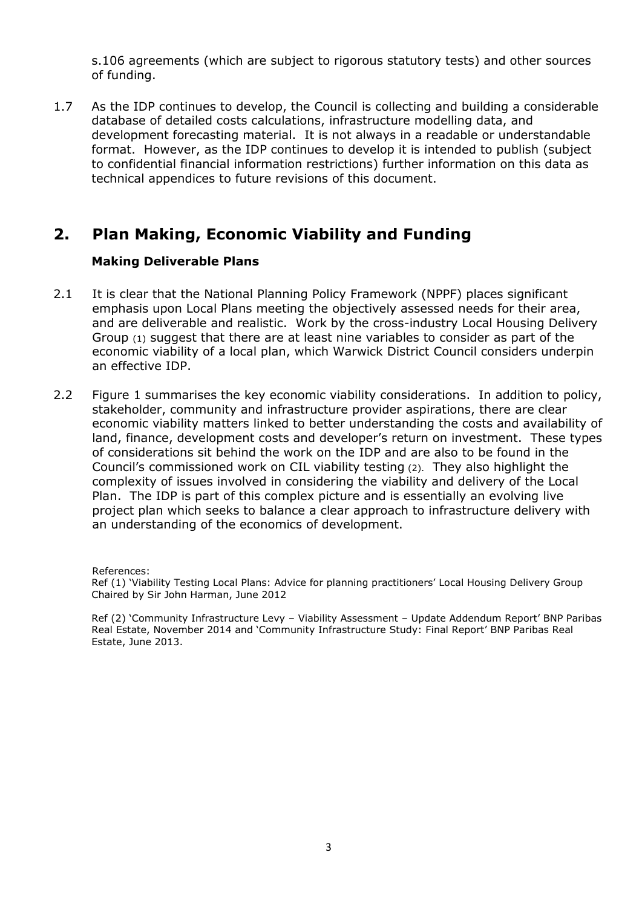s.106 agreements (which are subject to rigorous statutory tests) and other sources of funding.

1.7 As the IDP continues to develop, the Council is collecting and building a considerable database of detailed costs calculations, infrastructure modelling data, and development forecasting material. It is not always in a readable or understandable format. However, as the IDP continues to develop it is intended to publish (subject to confidential financial information restrictions) further information on this data as technical appendices to future revisions of this document.

## 2. Plan Making, Economic Viability and Funding

### Making Deliverable Plans

2.1 It is clear that the National Planning Policy Framework (NPPF) places significant emphasis upon Local Plans meeting the objectively assessed needs for their area, and are deliverable and realistic. Work by the cross-industry Local Housing Delivery Group (1) suggest that there are at least nine variables to consider as part of the economic viability of a local plan, which Warwick District Council considers underpin an effective IDP.

2.2 Figure 1 summarises the key economic viability considerations. In addition to policy, stakeholder, community and infrastructure provider aspirations, there are clear economic viability matters linked to better understanding the costs and availability of land, finance, development costs and developer's return on investment. These types of considerations sit behind the work on the IDP and are also to be found in the Council's commissioned work on CIL viability testing (2). They also highlight the complexity of issues involved in considering the viability and delivery of the Local Plan. The IDP is part of this complex picture and is essentially an evolving live project plan which seeks to balance a clear approach to infrastructure delivery with an understanding of the economics of development.

References:
Ref (1) 'Viability Testing Local Plans: Advice for planning practitioners' Local Housing Delivery Group Chaired by Sir John Harman, June 2012

Ref (2) 'Community Infrastructure Levy – Viability Assessment – Update Addendum Report' BNP Paribas Real Estate, November 2014 and 'Community Infrastructure Study: Final Report' BNP Paribas Real Estate, June 2013.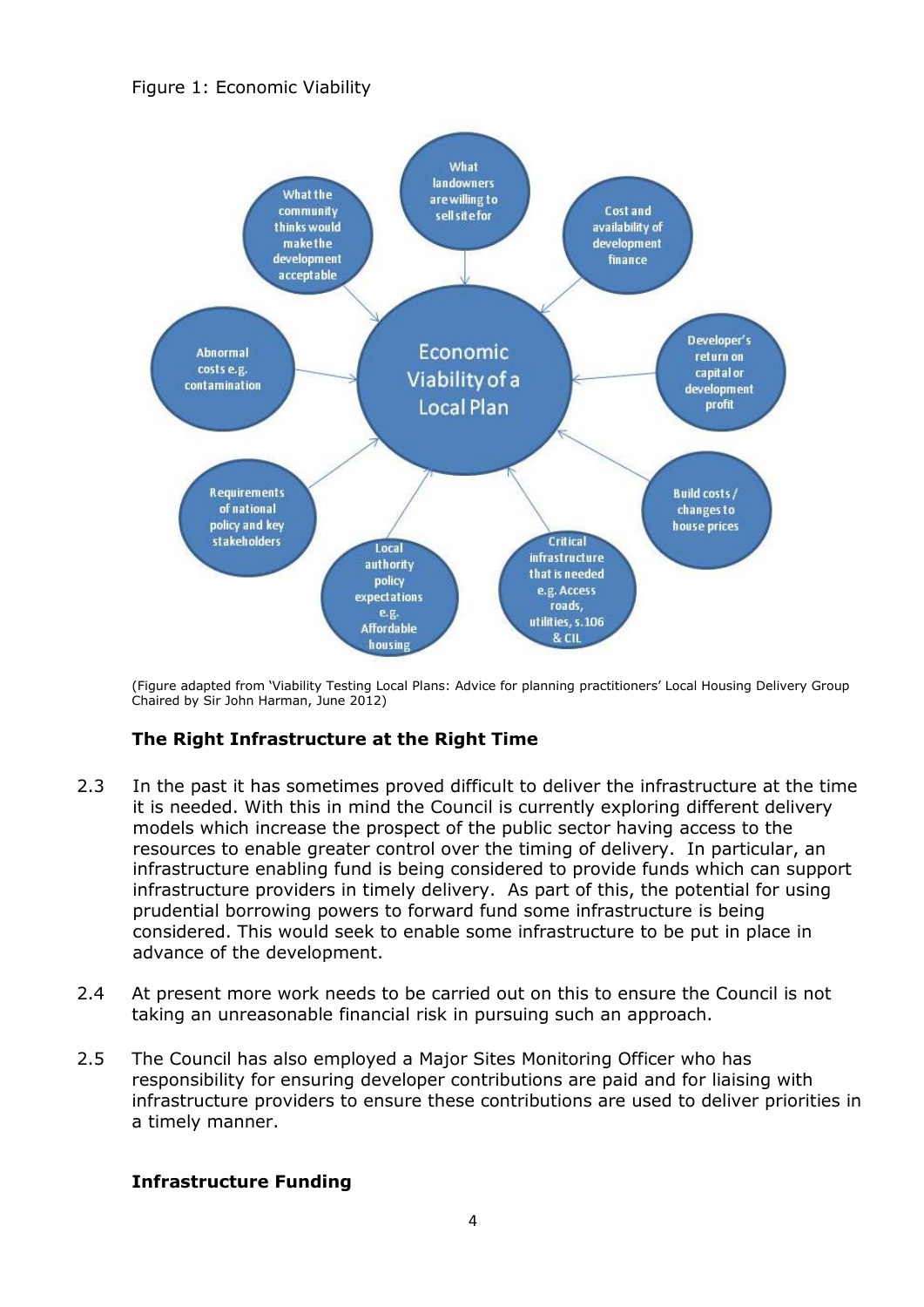Figure 1: Economic Viability

(Figure adapted from 'Viability Testing Local Plans: Advice for planning practitioners' Local Housing Delivery Group Chaired by Sir John Harman, June 2012)

### The Right Infrastructure at the Right Time

2.3 In the past it has sometimes proved difficult to deliver the infrastructure at the time it is needed. With this in mind the Council is currently exploring different delivery models which increase the prospect of the public sector having access to the resources to enable greater control over the timing of delivery. In particular, an infrastructure enabling fund is being considered to provide funds which can support infrastructure providers in timely delivery. As part of this, the potential for using prudential borrowing powers to forward fund some infrastructure is being considered. This would seek to enable some infrastructure to be put in place in advance of the development.

2.4 At present more work needs to be carried out on this to ensure the Council is not taking an unreasonable financial risk in pursuing such an approach.

2.5 The Council has also employed a Major Sites Monitoring Officer who has responsibility for ensuring developer contributions are paid and for liaising with infrastructure providers to ensure these contributions are used to deliver priorities in a timely manner.

### Infrastructure Funding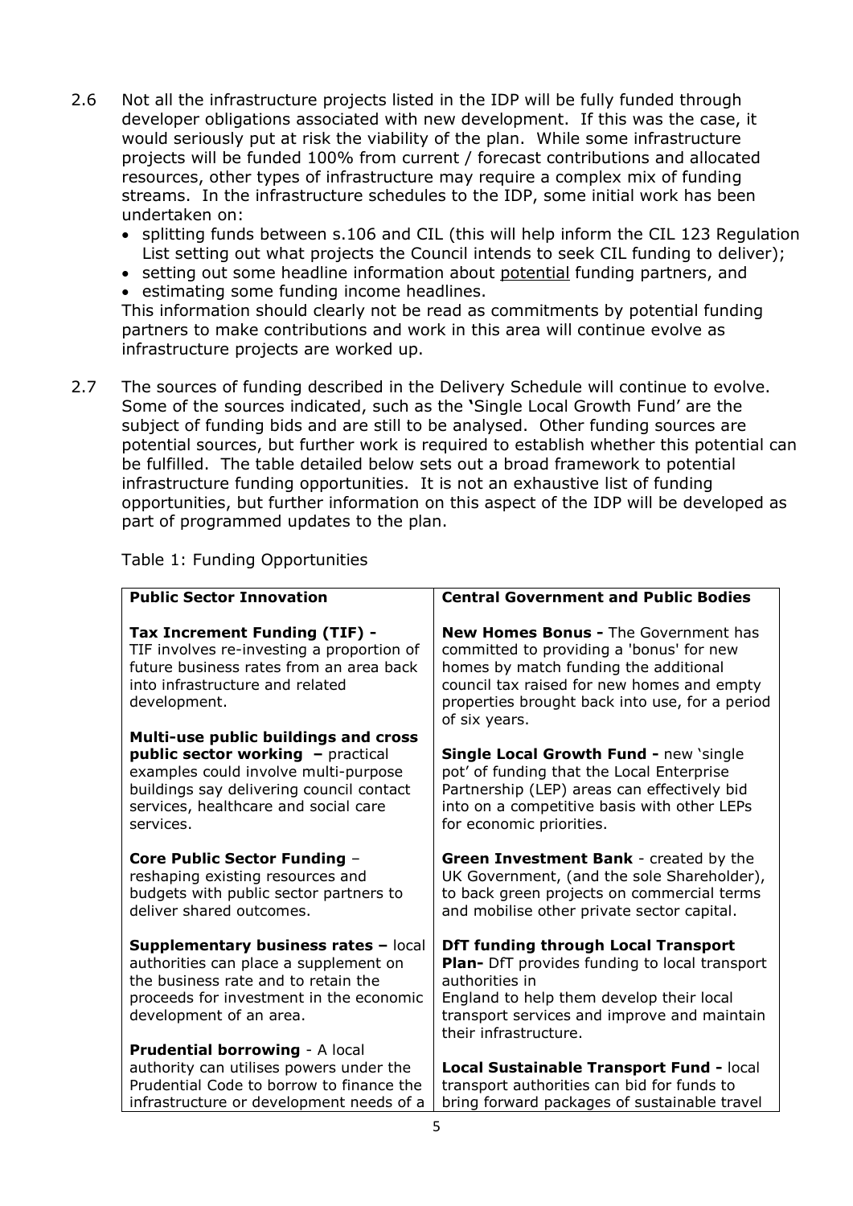2.6 Not all the infrastructure projects listed in the IDP will be fully funded through developer obligations associated with new development. If this was the case, it would seriously put at risk the viability of the plan. While some infrastructure projects will be funded 100% from current / forecast contributions and allocated resources, other types of infrastructure may require a complex mix of funding streams. In the infrastructure schedules to the IDP, some initial work has been undertaken on:

- splitting funds between s.106 and CIL (this will help inform the CIL 123 Regulation List setting out what projects the Council intends to seek CIL funding to deliver);
- setting out some headline information about potential funding partners, and
- estimating some funding income headlines.

This information should clearly not be read as commitments by potential funding partners to make contributions and work in this area will continue evolve as infrastructure projects are worked up.

2.7 The sources of funding described in the Delivery Schedule will continue to evolve. Some of the sources indicated, such as the 'Single Local Growth Fund' are the subject of funding bids and are still to be analysed. Other funding sources are potential sources, but further work is required to establish whether this potential can be fulfilled. The table detailed below sets out a broad framework to potential infrastructure funding opportunities. It is not an exhaustive list of funding opportunities, but further information on this aspect of the IDP will be developed as part of programmed updates to the plan.

Table 1: Funding Opportunities

| **Public Sector Innovation** | **Central Government and Public Bodies** |
|---|---|
| **Tax Increment Funding (TIF) -** TIF involves re-investing a proportion of future business rates from an area back into infrastructure and related development. | **New Homes Bonus -** The Government has committed to providing a 'bonus' for new homes by match funding the additional council tax raised for new homes and empty properties brought back into use, for a period of six years. |
| **Multi-use public buildings and cross public sector working –** practical examples could involve multi-purpose buildings say delivering council contact services, healthcare and social care services. | **Single Local Growth Fund -** new 'single pot' of funding that the Local Enterprise Partnership (LEP) areas can effectively bid into on a competitive basis with other LEPs for economic priorities. |
| **Core Public Sector Funding** – reshaping existing resources and budgets with public sector partners to deliver shared outcomes. | **Green Investment Bank** - created by the UK Government, (and the sole Shareholder), to back green projects on commercial terms and mobilise other private sector capital. |
| **Supplementary business rates –** local authorities can place a supplement on the business rate and to retain the proceeds for investment in the economic development of an area. | **DfT funding through Local Transport Plan-** DfT provides funding to local transport authorities in England to help them develop their local transport services and improve and maintain their infrastructure. |
| **Prudential borrowing** - A local authority can utilises powers under the Prudential Code to borrow to finance the infrastructure or development needs of a | **Local Sustainable Transport Fund -** local transport authorities can bid for funds to bring forward packages of sustainable travel |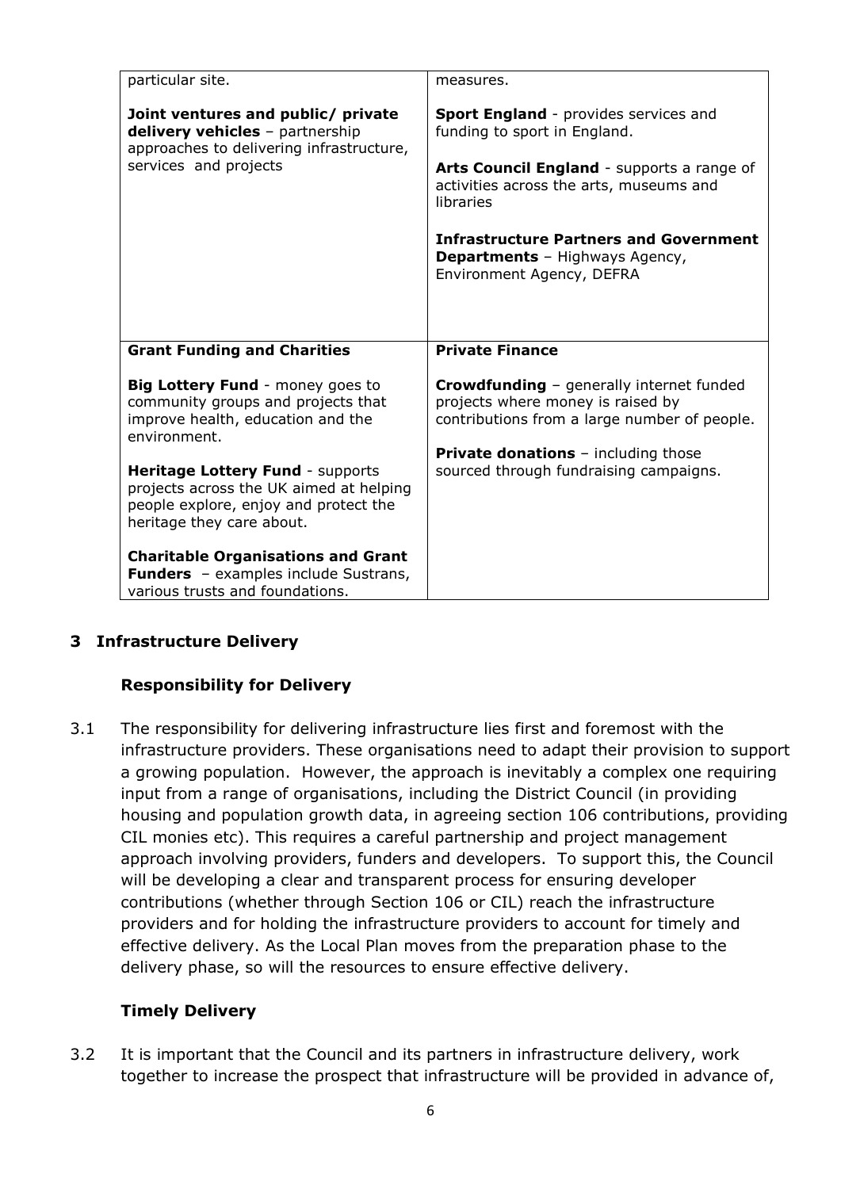| | |
|---|---|
| particular site.<br><br>**Joint ventures and public/ private delivery vehicles** – partnership approaches to delivering infrastructure, services and projects | measures.<br><br>**Sport England** - provides services and funding to sport in England.<br><br>**Arts Council England** - supports a range of activities across the arts, museums and libraries<br><br>**Infrastructure Partners and Government Departments** – Highways Agency, Environment Agency, DEFRA |
| **Grant Funding and Charities**<br><br>**Big Lottery Fund** - money goes to community groups and projects that improve health, education and the environment.<br><br>**Heritage Lottery Fund** - supports projects across the UK aimed at helping people explore, enjoy and protect the heritage they care about.<br><br>**Charitable Organisations and Grant Funders** – examples include Sustrans, various trusts and foundations. | **Private Finance**<br><br>**Crowdfunding** – generally internet funded projects where money is raised by contributions from a large number of people.<br><br>**Private donations** – including those sourced through fundraising campaigns. |

## 3 Infrastructure Delivery

### Responsibility for Delivery

3.1 The responsibility for delivering infrastructure lies first and foremost with the infrastructure providers. These organisations need to adapt their provision to support a growing population. However, the approach is inevitably a complex one requiring input from a range of organisations, including the District Council (in providing housing and population growth data, in agreeing section 106 contributions, providing CIL monies etc). This requires a careful partnership and project management approach involving providers, funders and developers. To support this, the Council will be developing a clear and transparent process for ensuring developer contributions (whether through Section 106 or CIL) reach the infrastructure providers and for holding the infrastructure providers to account for timely and effective delivery. As the Local Plan moves from the preparation phase to the delivery phase, so will the resources to ensure effective delivery.

### Timely Delivery

3.2 It is important that the Council and its partners in infrastructure delivery, work together to increase the prospect that infrastructure will be provided in advance of,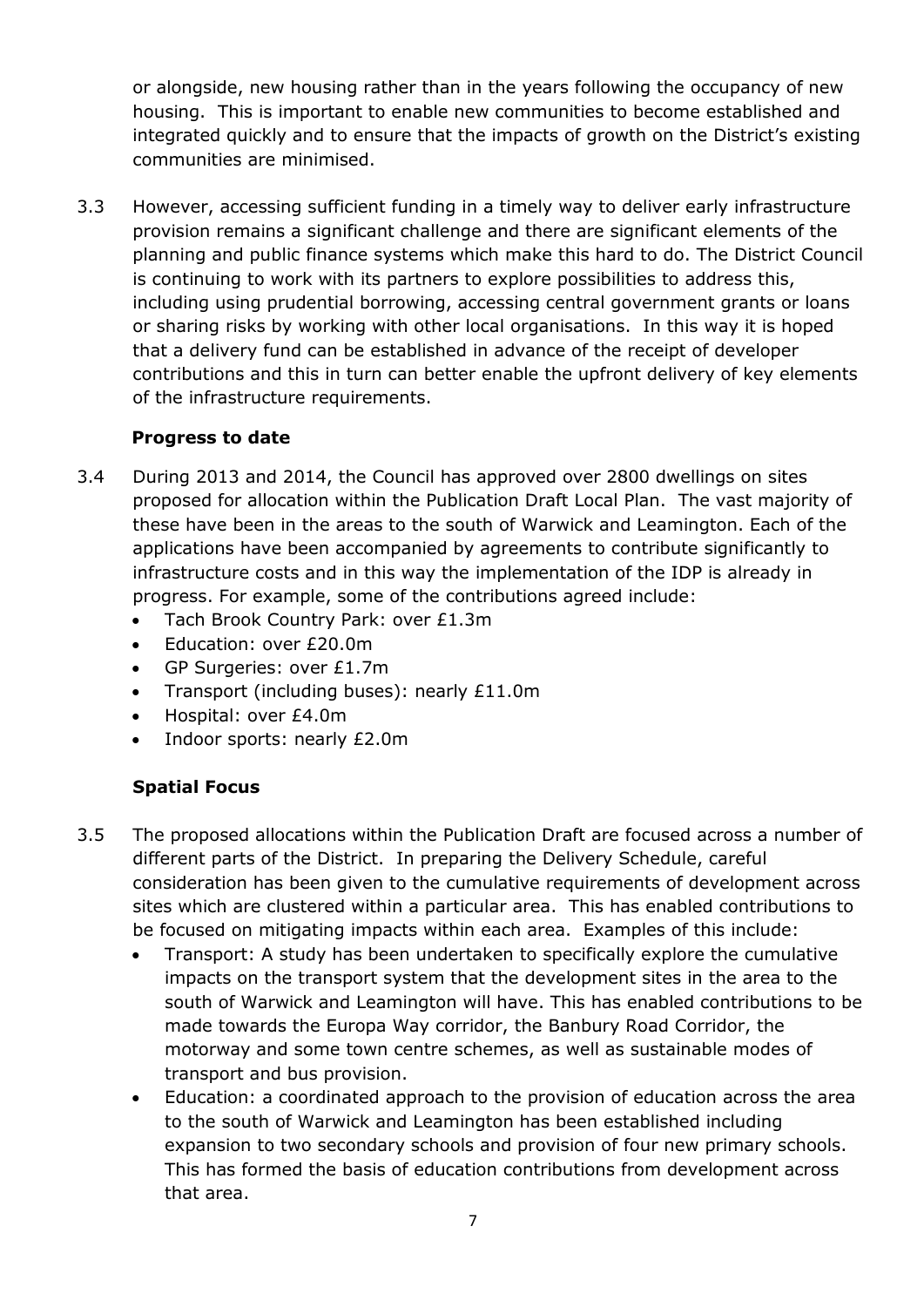or alongside, new housing rather than in the years following the occupancy of new housing. This is important to enable new communities to become established and integrated quickly and to ensure that the impacts of growth on the District's existing communities are minimised.

3.3 However, accessing sufficient funding in a timely way to deliver early infrastructure provision remains a significant challenge and there are significant elements of the planning and public finance systems which make this hard to do. The District Council is continuing to work with its partners to explore possibilities to address this, including using prudential borrowing, accessing central government grants or loans or sharing risks by working with other local organisations. In this way it is hoped that a delivery fund can be established in advance of the receipt of developer contributions and this in turn can better enable the upfront delivery of key elements of the infrastructure requirements.

### Progress to date

3.4 During 2013 and 2014, the Council has approved over 2800 dwellings on sites proposed for allocation within the Publication Draft Local Plan. The vast majority of these have been in the areas to the south of Warwick and Leamington. Each of the applications have been accompanied by agreements to contribute significantly to infrastructure costs and in this way the implementation of the IDP is already in progress. For example, some of the contributions agreed include:

- Tach Brook Country Park: over £1.3m
- Education: over £20.0m
- GP Surgeries: over £1.7m
- Transport (including buses): nearly £11.0m
- Hospital: over £4.0m
- Indoor sports: nearly £2.0m

### Spatial Focus

3.5 The proposed allocations within the Publication Draft are focused across a number of different parts of the District. In preparing the Delivery Schedule, careful consideration has been given to the cumulative requirements of development across sites which are clustered within a particular area. This has enabled contributions to be focused on mitigating impacts within each area. Examples of this include:

- Transport: A study has been undertaken to specifically explore the cumulative impacts on the transport system that the development sites in the area to the south of Warwick and Leamington will have. This has enabled contributions to be made towards the Europa Way corridor, the Banbury Road Corridor, the motorway and some town centre schemes, as well as sustainable modes of transport and bus provision.
- Education: a coordinated approach to the provision of education across the area to the south of Warwick and Leamington has been established including expansion to two secondary schools and provision of four new primary schools. This has formed the basis of education contributions from development across that area.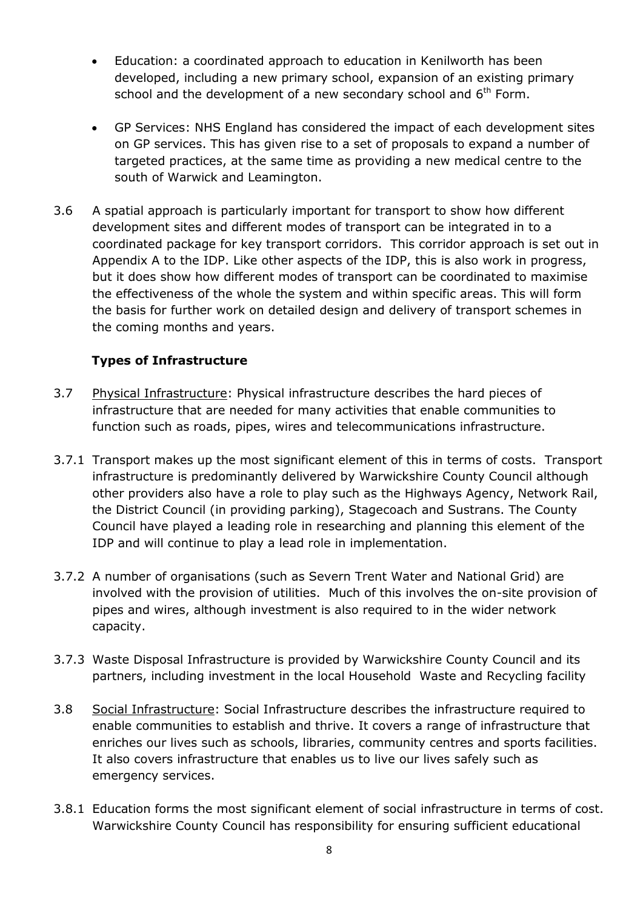- Education: a coordinated approach to education in Kenilworth has been developed, including a new primary school, expansion of an existing primary school and the development of a new secondary school and 6th Form.

- GP Services: NHS England has considered the impact of each development sites on GP services. This has given rise to a set of proposals to expand a number of targeted practices, at the same time as providing a new medical centre to the south of Warwick and Leamington.

3.6 A spatial approach is particularly important for transport to show how different development sites and different modes of transport can be integrated in to a coordinated package for key transport corridors. This corridor approach is set out in Appendix A to the IDP. Like other aspects of the IDP, this is also work in progress, but it does show how different modes of transport can be coordinated to maximise the effectiveness of the whole the system and within specific areas. This will form the basis for further work on detailed design and delivery of transport schemes in the coming months and years.

### Types of Infrastructure

3.7 Physical Infrastructure: Physical infrastructure describes the hard pieces of infrastructure that are needed for many activities that enable communities to function such as roads, pipes, wires and telecommunications infrastructure.

3.7.1 Transport makes up the most significant element of this in terms of costs. Transport infrastructure is predominantly delivered by Warwickshire County Council although other providers also have a role to play such as the Highways Agency, Network Rail, the District Council (in providing parking), Stagecoach and Sustrans. The County Council have played a leading role in researching and planning this element of the IDP and will continue to play a lead role in implementation.

3.7.2 A number of organisations (such as Severn Trent Water and National Grid) are involved with the provision of utilities. Much of this involves the on-site provision of pipes and wires, although investment is also required to in the wider network capacity.

3.7.3 Waste Disposal Infrastructure is provided by Warwickshire County Council and its partners, including investment in the local Household Waste and Recycling facility

3.8 Social Infrastructure: Social Infrastructure describes the infrastructure required to enable communities to establish and thrive. It covers a range of infrastructure that enriches our lives such as schools, libraries, community centres and sports facilities. It also covers infrastructure that enables us to live our lives safely such as emergency services.

3.8.1 Education forms the most significant element of social infrastructure in terms of cost. Warwickshire County Council has responsibility for ensuring sufficient educational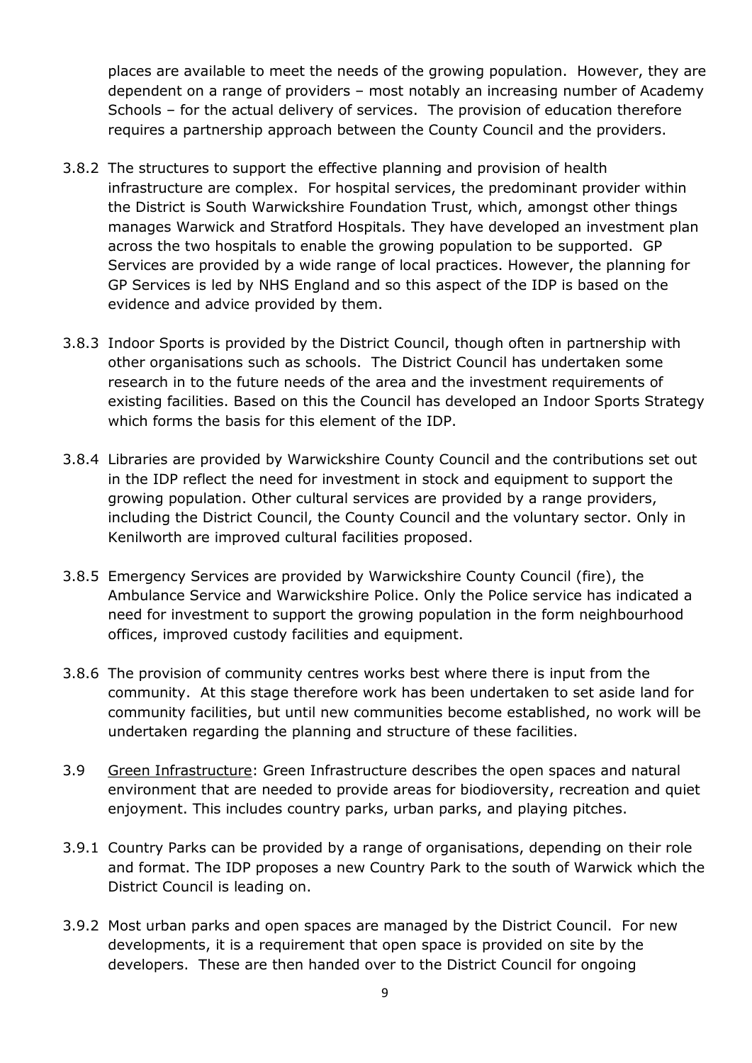places are available to meet the needs of the growing population. However, they are dependent on a range of providers – most notably an increasing number of Academy Schools – for the actual delivery of services. The provision of education therefore requires a partnership approach between the County Council and the providers.

3.8.2 The structures to support the effective planning and provision of health infrastructure are complex. For hospital services, the predominant provider within the District is South Warwickshire Foundation Trust, which, amongst other things manages Warwick and Stratford Hospitals. They have developed an investment plan across the two hospitals to enable the growing population to be supported. GP Services are provided by a wide range of local practices. However, the planning for GP Services is led by NHS England and so this aspect of the IDP is based on the evidence and advice provided by them.

3.8.3 Indoor Sports is provided by the District Council, though often in partnership with other organisations such as schools. The District Council has undertaken some research in to the future needs of the area and the investment requirements of existing facilities. Based on this the Council has developed an Indoor Sports Strategy which forms the basis for this element of the IDP.

3.8.4 Libraries are provided by Warwickshire County Council and the contributions set out in the IDP reflect the need for investment in stock and equipment to support the growing population. Other cultural services are provided by a range providers, including the District Council, the County Council and the voluntary sector. Only in Kenilworth are improved cultural facilities proposed.

3.8.5 Emergency Services are provided by Warwickshire County Council (fire), the Ambulance Service and Warwickshire Police. Only the Police service has indicated a need for investment to support the growing population in the form neighbourhood offices, improved custody facilities and equipment.

3.8.6 The provision of community centres works best where there is input from the community. At this stage therefore work has been undertaken to set aside land for community facilities, but until new communities become established, no work will be undertaken regarding the planning and structure of these facilities.

3.9 Green Infrastructure: Green Infrastructure describes the open spaces and natural environment that are needed to provide areas for biodioversity, recreation and quiet enjoyment. This includes country parks, urban parks, and playing pitches.

3.9.1 Country Parks can be provided by a range of organisations, depending on their role and format. The IDP proposes a new Country Park to the south of Warwick which the District Council is leading on.

3.9.2 Most urban parks and open spaces are managed by the District Council. For new developments, it is a requirement that open space is provided on site by the developers. These are then handed over to the District Council for ongoing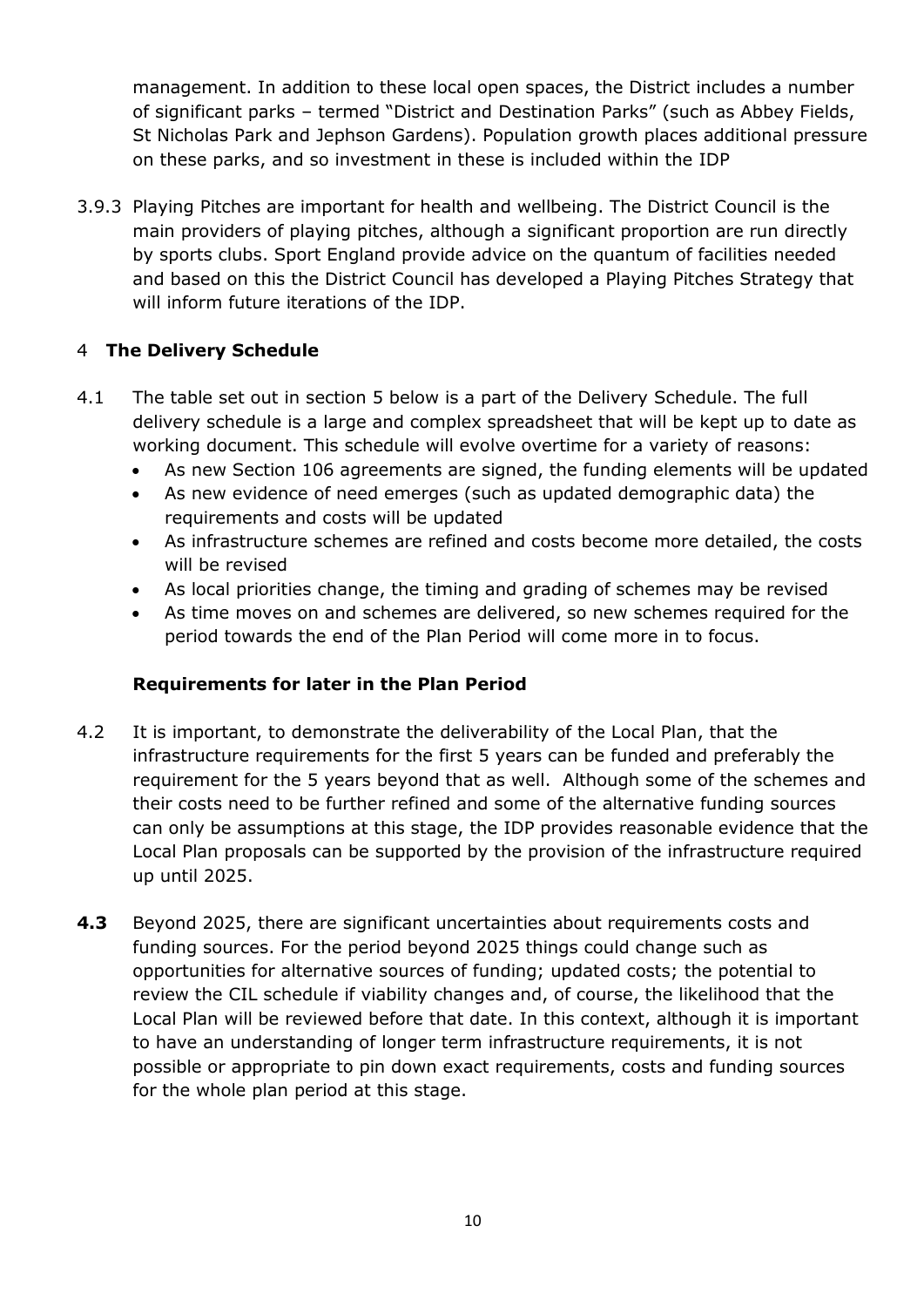management. In addition to these local open spaces, the District includes a number of significant parks – termed "District and Destination Parks" (such as Abbey Fields, St Nicholas Park and Jephson Gardens). Population growth places additional pressure on these parks, and so investment in these is included within the IDP

3.9.3 Playing Pitches are important for health and wellbeing. The District Council is the main providers of playing pitches, although a significant proportion are run directly by sports clubs. Sport England provide advice on the quantum of facilities needed and based on this the District Council has developed a Playing Pitches Strategy that will inform future iterations of the IDP.

## 4 The Delivery Schedule

4.1 The table set out in section 5 below is a part of the Delivery Schedule. The full delivery schedule is a large and complex spreadsheet that will be kept up to date as working document. This schedule will evolve overtime for a variety of reasons:

- As new Section 106 agreements are signed, the funding elements will be updated
- As new evidence of need emerges (such as updated demographic data) the requirements and costs will be updated
- As infrastructure schemes are refined and costs become more detailed, the costs will be revised
- As local priorities change, the timing and grading of schemes may be revised
- As time moves on and schemes are delivered, so new schemes required for the period towards the end of the Plan Period will come more in to focus.

### Requirements for later in the Plan Period

4.2 It is important, to demonstrate the deliverability of the Local Plan, that the infrastructure requirements for the first 5 years can be funded and preferably the requirement for the 5 years beyond that as well. Although some of the schemes and their costs need to be further refined and some of the alternative funding sources can only be assumptions at this stage, the IDP provides reasonable evidence that the Local Plan proposals can be supported by the provision of the infrastructure required up until 2025.

**4.3** Beyond 2025, there are significant uncertainties about requirements costs and funding sources. For the period beyond 2025 things could change such as opportunities for alternative sources of funding; updated costs; the potential to review the CIL schedule if viability changes and, of course, the likelihood that the Local Plan will be reviewed before that date. In this context, although it is important to have an understanding of longer term infrastructure requirements, it is not possible or appropriate to pin down exact requirements, costs and funding sources for the whole plan period at this stage.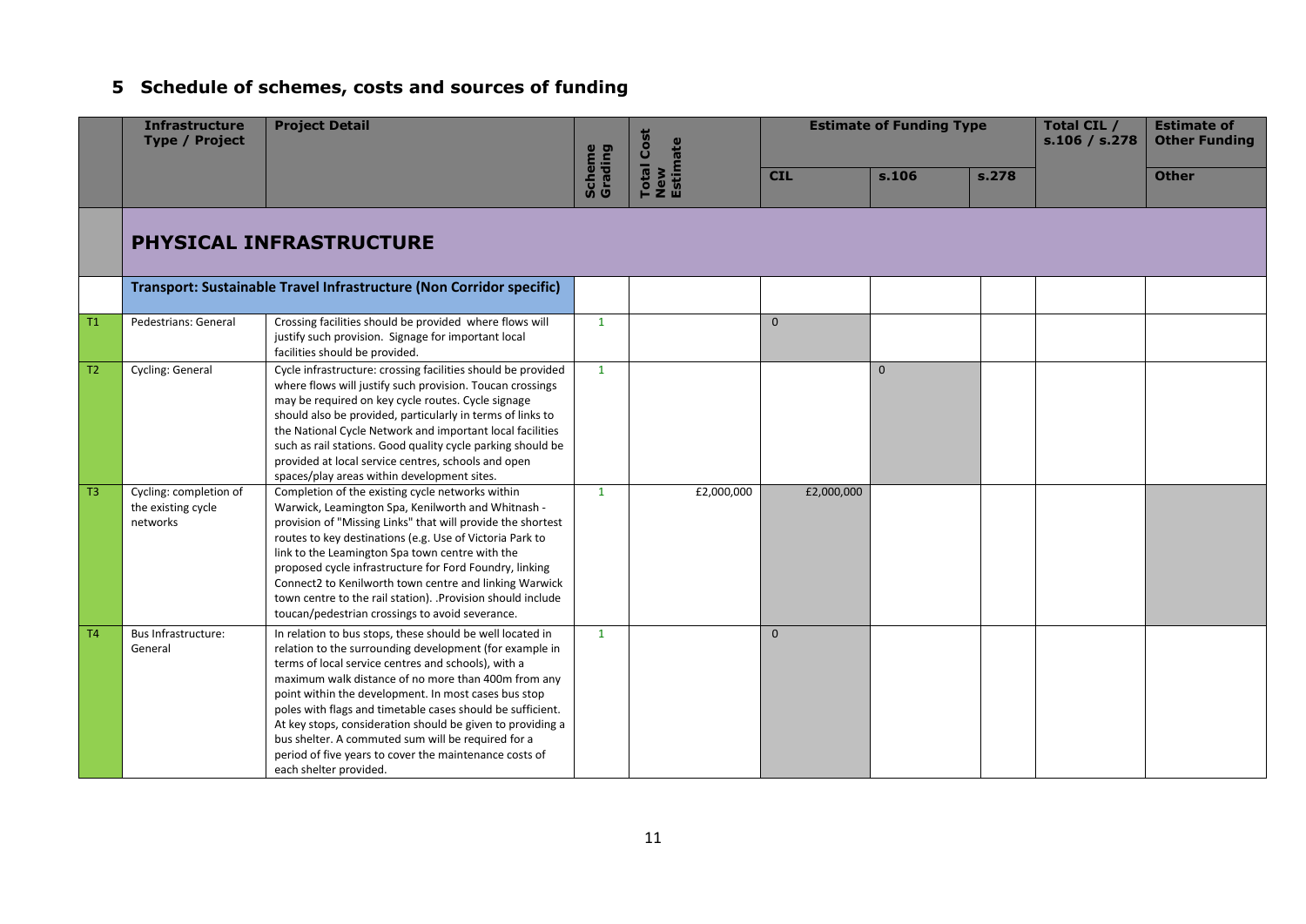## 5 Schedule of schemes, costs and sources of funding

| | Infrastructure Type / Project | Project Detail | Scheme Grading | Total Cost New Estimate | Estimate of Funding Type | | | Total CIL / s.106 / s.278 | Estimate of Other Funding |
|---|---|---|---|---|---|---|---|---|---|
| | | | | | CIL | s.106 | s.278 | | Other |
| | **PHYSICAL INFRASTRUCTURE** | | | | | | | | |
| | **Transport: Sustainable Travel Infrastructure (Non Corridor specific)** | | | | | | | | |
| T1 | Pedestrians: General | Crossing facilities should be provided where flows will justify such provision. Signage for important local facilities should be provided. | 1 | | 0 | | | | |
| T2 | Cycling: General | Cycle infrastructure: crossing facilities should be provided where flows will justify such provision. Toucan crossings may be required on key cycle routes. Cycle signage should also be provided, particularly in terms of links to the National Cycle Network and important local facilities such as rail stations. Good quality cycle parking should be provided at local service centres, schools and open spaces/play areas within development sites. | 1 | | | 0 | | | |
| T3 | Cycling: completion of the existing cycle networks | Completion of the existing cycle networks within Warwick, Leamington Spa, Kenilworth and Whitnash - provision of "Missing Links" that will provide the shortest routes to key destinations (e.g. Use of Victoria Park to link to the Leamington Spa town centre with the proposed cycle infrastructure for Ford Foundry, linking Connect2 to Kenilworth town centre and linking Warwick town centre to the rail station). .Provision should include toucan/pedestrian crossings to avoid severance. | 1 | £2,000,000 | £2,000,000 | | | | |
| T4 | Bus Infrastructure: General | In relation to bus stops, these should be well located in relation to the surrounding development (for example in terms of local service centres and schools), with a maximum walk distance of no more than 400m from any point within the development. In most cases bus stop poles with flags and timetable cases should be sufficient. At key stops, consideration should be given to providing a bus shelter. A commuted sum will be required for a period of five years to cover the maintenance costs of each shelter provided. | 1 | | 0 | | | | |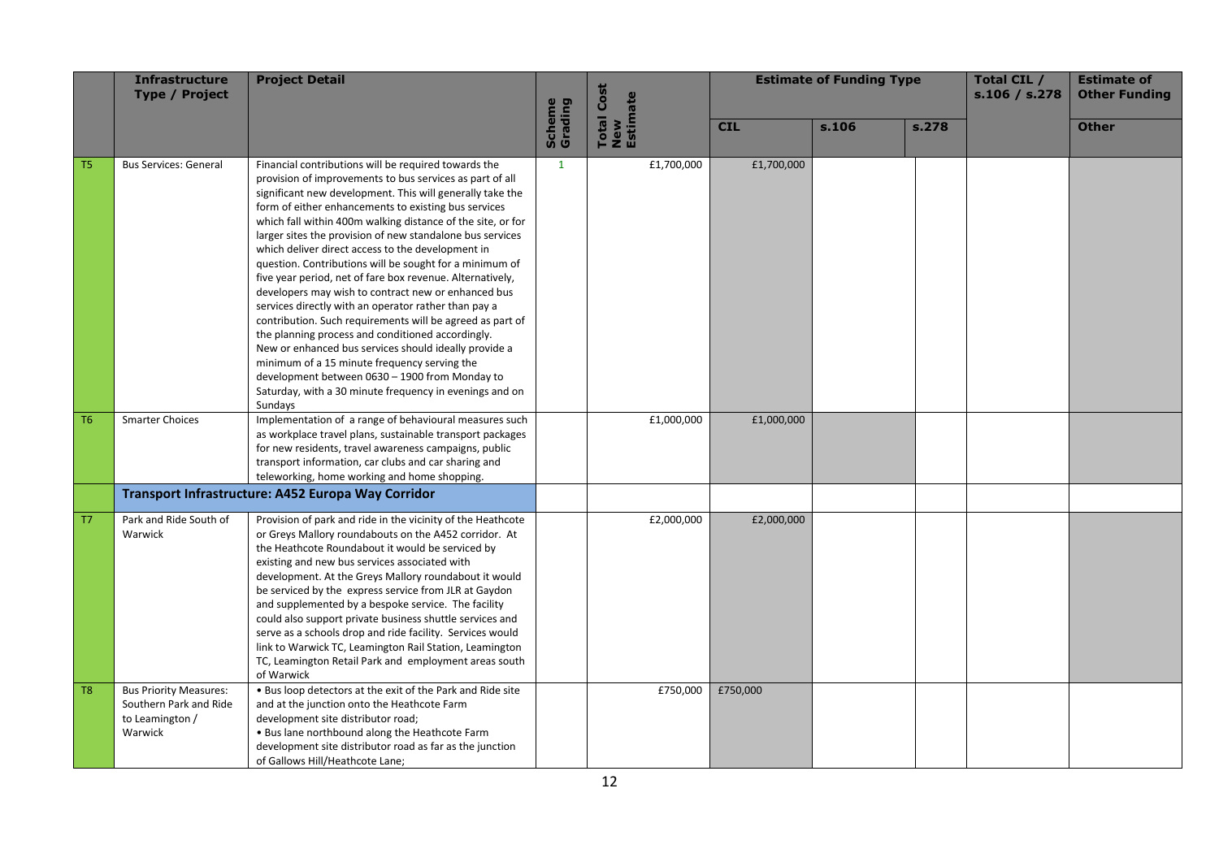| | Infrastructure Type / Project | Project Detail | Scheme Grading | Total Cost New Estimate | Estimate of Funding Type | | | Total CIL / s.106 / s.278 | Estimate of Other Funding |
|---|---|---|---|---|---|---|---|---|---|
| | | | | | CIL | s.106 | s.278 | | Other |
| T5 | Bus Services: General | Financial contributions will be required towards the provision of improvements to bus services as part of all significant new development. This will generally take the form of either enhancements to existing bus services which fall within 400m walking distance of the site, or for larger sites the provision of new standalone bus services which deliver direct access to the development in question. Contributions will be sought for a minimum of five year period, net of fare box revenue. Alternatively, developers may wish to contract new or enhanced bus services directly with an operator rather than pay a contribution. Such requirements will be agreed as part of the planning process and conditioned accordingly. New or enhanced bus services should ideally provide a minimum of a 15 minute frequency serving the development between 0630 – 1900 from Monday to Saturday, with a 30 minute frequency in evenings and on Sundays | 1 | £1,700,000 | £1,700,000 | | | | |
| T6 | Smarter Choices | Implementation of a range of behavioural measures such as workplace travel plans, sustainable transport packages for new residents, travel awareness campaigns, public transport information, car clubs and car sharing and teleworking, home working and home shopping. | | £1,000,000 | £1,000,000 | | | | |
| | **Transport Infrastructure: A452 Europa Way Corridor** | | | | | | | | |
| T7 | Park and Ride South of Warwick | Provision of park and ride in the vicinity of the Heathcote or Greys Mallory roundabouts on the A452 corridor. At the Heathcote Roundabout it would be serviced by existing and new bus services associated with development. At the Greys Mallory roundabout it would be serviced by the express service from JLR at Gaydon and supplemented by a bespoke service. The facility could also support private business shuttle services and serve as a schools drop and ride facility. Services would link to Warwick TC, Leamington Rail Station, Leamington TC, Leamington Retail Park and employment areas south of Warwick | | £2,000,000 | £2,000,000 | | | | |
| T8 | Bus Priority Measures: Southern Park and Ride to Leamington / Warwick | • Bus loop detectors at the exit of the Park and Ride site and at the junction onto the Heathcote Farm development site distributor road;<br>• Bus lane northbound along the Heathcote Farm development site distributor road as far as the junction of Gallows Hill/Heathcote Lane; | | £750,000 | £750,000 | | | | |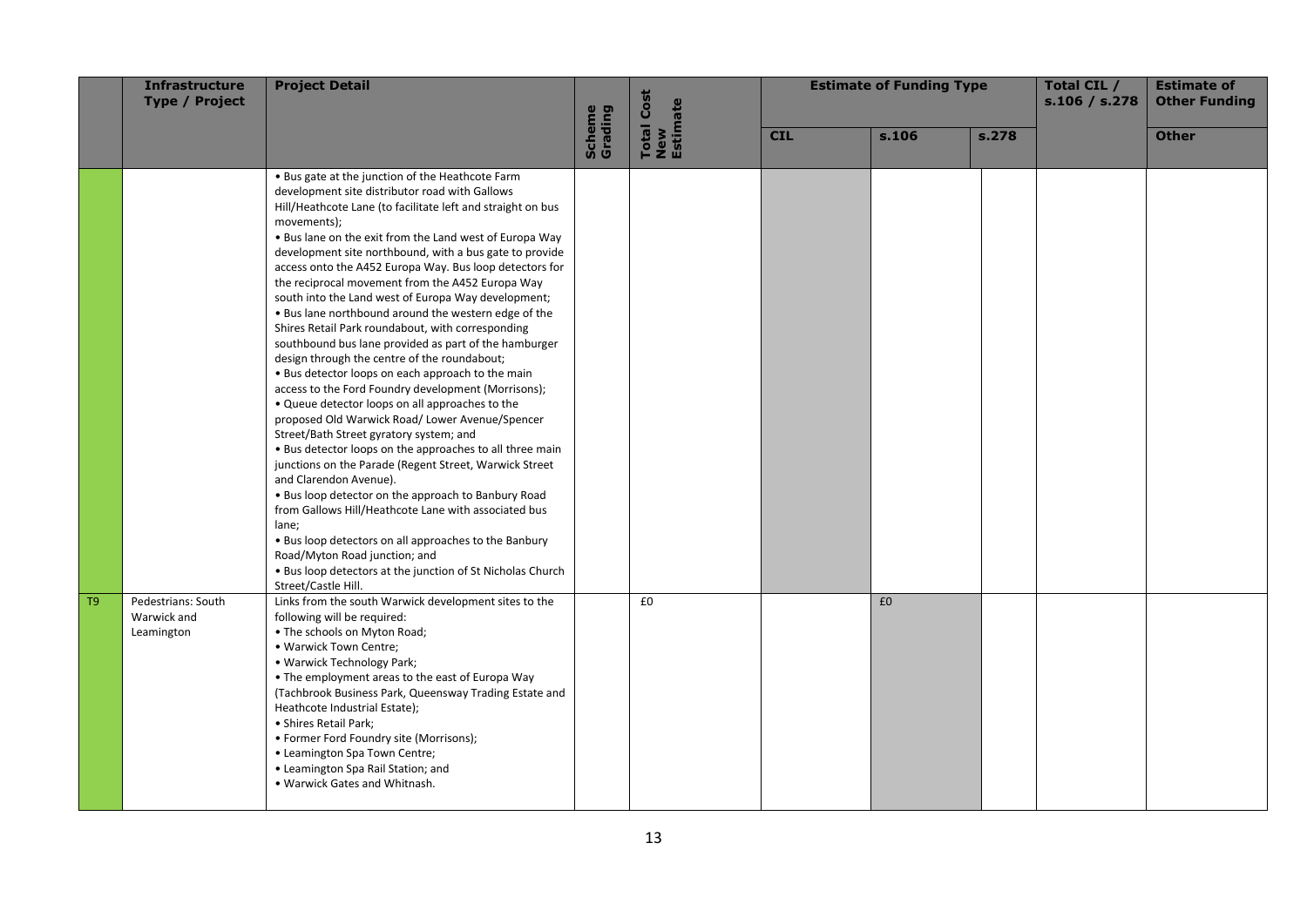| | Infrastructure Type / Project | Project Detail | Scheme Grading | Total Cost New Estimate | Estimate of Funding Type | | | Total CIL / s.106 / s.278 | Estimate of Other Funding |
|---|---|---|---|---|---|---|---|---|---|
| | | | | | CIL | s.106 | s.278 | | Other |
| | | • Bus gate at the junction of the Heathcote Farm development site distributor road with Gallows Hill/Heathcote Lane (to facilitate left and straight on bus movements); • Bus lane on the exit from the Land west of Europa Way development site northbound, with a bus gate to provide access onto the A452 Europa Way. Bus loop detectors for the reciprocal movement from the A452 Europa Way south into the Land west of Europa Way development; • Bus lane northbound around the western edge of the Shires Retail Park roundabout, with corresponding southbound bus lane provided as part of the hamburger design through the centre of the roundabout; • Bus detector loops on each approach to the main access to the Ford Foundry development (Morrisons); • Queue detector loops on all approaches to the proposed Old Warwick Road/ Lower Avenue/Spencer Street/Bath Street gyratory system; and • Bus detector loops on the approaches to all three main junctions on the Parade (Regent Street, Warwick Street and Clarendon Avenue). • Bus loop detector on the approach to Banbury Road from Gallows Hill/Heathcote Lane with associated bus lane; • Bus loop detectors on all approaches to the Banbury Road/Myton Road junction; and • Bus loop detectors at the junction of St Nicholas Church Street/Castle Hill. | | | | | | | |
| T9 | Pedestrians: South Warwick and Leamington | Links from the south Warwick development sites to the following will be required: • The schools on Myton Road; • Warwick Town Centre; • Warwick Technology Park; • The employment areas to the east of Europa Way (Tachbrook Business Park, Queensway Trading Estate and Heathcote Industrial Estate); • Shires Retail Park; • Former Ford Foundry site (Morrisons); • Leamington Spa Town Centre; • Leamington Spa Rail Station; and • Warwick Gates and Whitnash. | | £0 | | £0 | | | |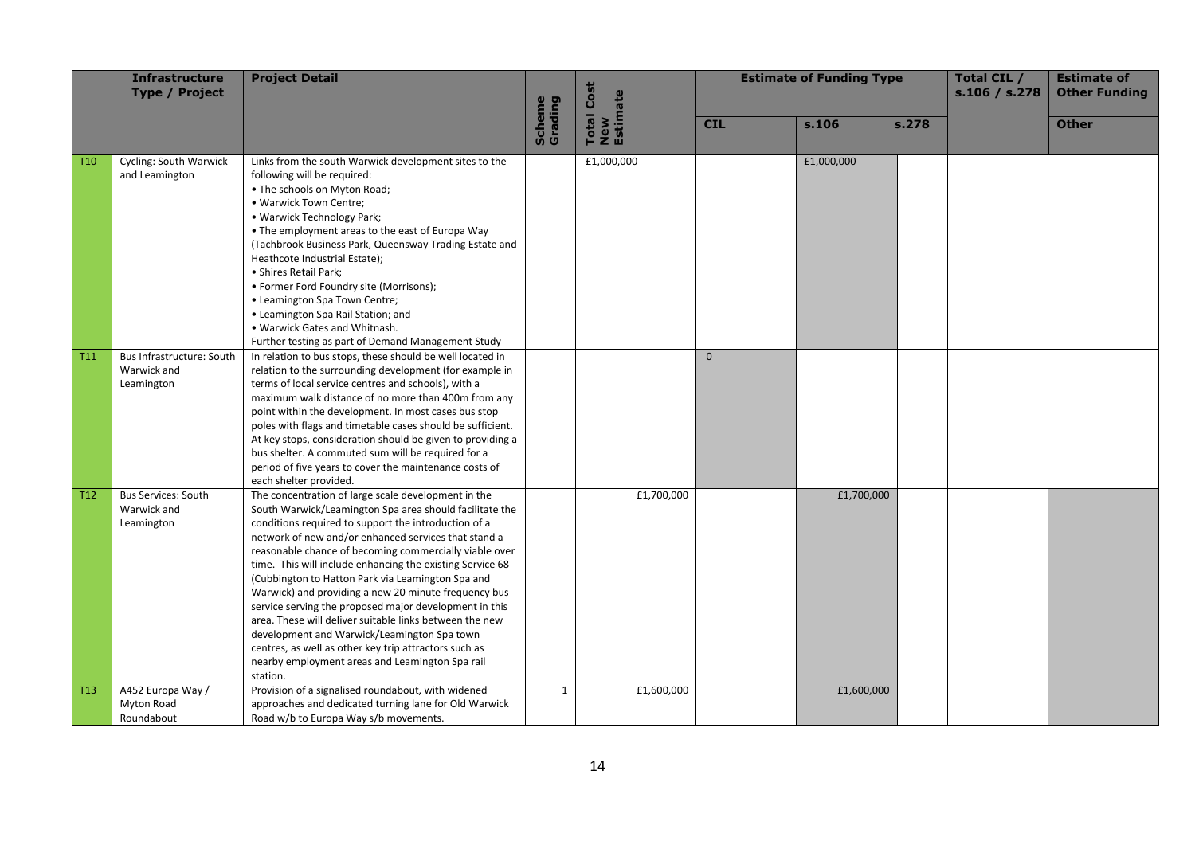| | Infrastructure Type / Project | Project Detail | Scheme Grading | Total Cost New Estimate | Estimate of Funding Type | | | Total CIL / s.106 / s.278 | Estimate of Other Funding |
|---|---|---|---|---|---|---|---|---|---|
| | | | | | CIL | s.106 | s.278 | | Other |
| T10 | Cycling: South Warwick and Leamington | Links from the south Warwick development sites to the following will be required:<br>• The schools on Myton Road;<br>• Warwick Town Centre;<br>• Warwick Technology Park;<br>• The employment areas to the east of Europa Way (Tachbrook Business Park, Queensway Trading Estate and Heathcote Industrial Estate);<br>• Shires Retail Park;<br>• Former Ford Foundry site (Morrisons);<br>• Leamington Spa Town Centre;<br>• Leamington Spa Rail Station; and<br>• Warwick Gates and Whitnash.<br>Further testing as part of Demand Management Study | | £1,000,000 | | £1,000,000 | | | |
| T11 | Bus Infrastructure: South Warwick and Leamington | In relation to bus stops, these should be well located in relation to the surrounding development (for example in terms of local service centres and schools), with a maximum walk distance of no more than 400m from any point within the development. In most cases bus stop poles with flags and timetable cases should be sufficient. At key stops, consideration should be given to providing a bus shelter. A commuted sum will be required for a period of five years to cover the maintenance costs of each shelter provided. | | | 0 | | | | |
| T12 | Bus Services: South Warwick and Leamington | The concentration of large scale development in the South Warwick/Leamington Spa area should facilitate the conditions required to support the introduction of a network of new and/or enhanced services that stand a reasonable chance of becoming commercially viable over time. This will include enhancing the existing Service 68 (Cubbington to Hatton Park via Leamington Spa and Warwick) and providing a new 20 minute frequency bus service serving the proposed major development in this area. These will deliver suitable links between the new development and Warwick/Leamington Spa town centres, as well as other key trip attractors such as nearby employment areas and Leamington Spa rail station. | | £1,700,000 | | £1,700,000 | | | |
| T13 | A452 Europa Way / Myton Road Roundabout | Provision of a signalised roundabout, with widened approaches and dedicated turning lane for Old Warwick Road w/b to Europa Way s/b movements. | 1 | £1,600,000 | | £1,600,000 | | | |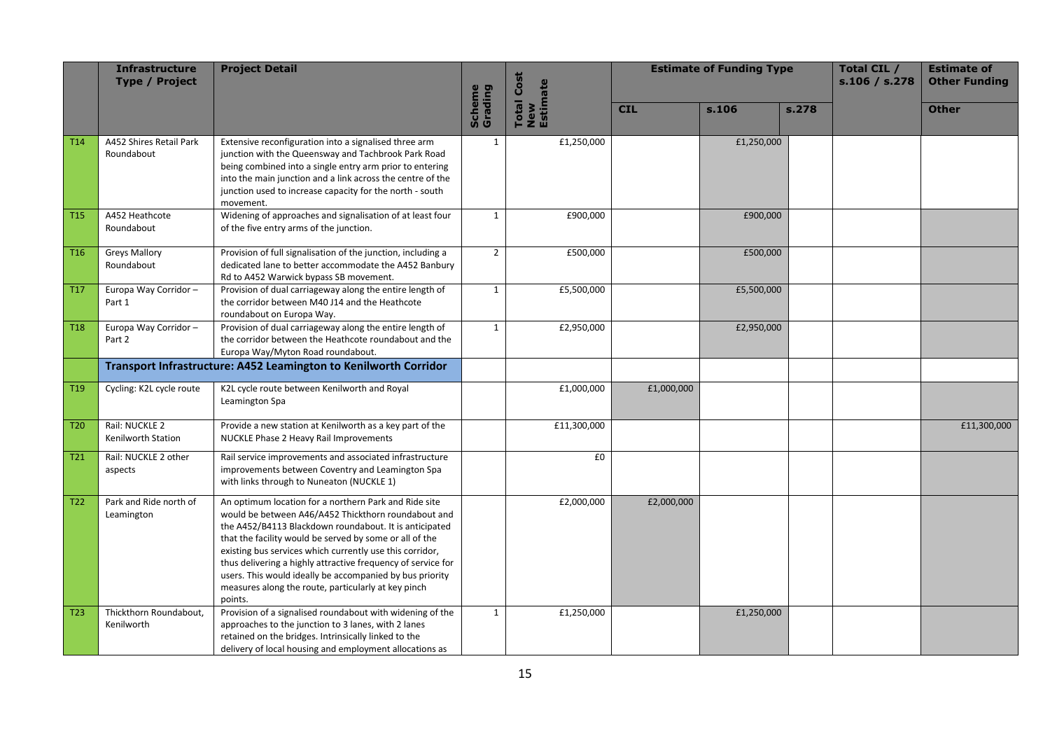| | Infrastructure Type / Project | Project Detail | Scheme Grading | Total Cost New Estimate | Estimate of Funding Type | | | Total CIL / s.106 / s.278 | Estimate of Other Funding |
|---|---|---|---|---|---|---|---|---|---|
| | | | | | CIL | s.106 | s.278 | | Other |
| T14 | A452 Shires Retail Park Roundabout | Extensive reconfiguration into a signalised three arm junction with the Queensway and Tachbrook Park Road being combined into a single entry arm prior to entering into the main junction and a link across the centre of the junction used to increase capacity for the north - south movement. | 1 | £1,250,000 | | £1,250,000 | | | |
| T15 | A452 Heathcote Roundabout | Widening of approaches and signalisation of at least four of the five entry arms of the junction. | 1 | £900,000 | | £900,000 | | | |
| T16 | Greys Mallory Roundabout | Provision of full signalisation of the junction, including a dedicated lane to better accommodate the A452 Banbury Rd to A452 Warwick bypass SB movement. | 2 | £500,000 | | £500,000 | | | |
| T17 | Europa Way Corridor – Part 1 | Provision of dual carriageway along the entire length of the corridor between M40 J14 and the Heathcote roundabout on Europa Way. | 1 | £5,500,000 | | £5,500,000 | | | |
| T18 | Europa Way Corridor – Part 2 | Provision of dual carriageway along the entire length of the corridor between the Heathcote roundabout and the Europa Way/Myton Road roundabout. | 1 | £2,950,000 | | £2,950,000 | | | |
| | **Transport Infrastructure: A452 Leamington to Kenilworth Corridor** | | | | | | | | |
| T19 | Cycling: K2L cycle route | K2L cycle route between Kenilworth and Royal Leamington Spa | | £1,000,000 | £1,000,000 | | | | |
| T20 | Rail: NUCKLE 2 Kenilworth Station | Provide a new station at Kenilworth as a key part of the NUCKLE Phase 2 Heavy Rail Improvements | | £11,300,000 | | | | | £11,300,000 |
| T21 | Rail: NUCKLE 2 other aspects | Rail service improvements and associated infrastructure improvements between Coventry and Leamington Spa with links through to Nuneaton (NUCKLE 1) | | £0 | | | | | |
| T22 | Park and Ride north of Leamington | An optimum location for a northern Park and Ride site would be between A46/A452 Thickthorn roundabout and the A452/B4113 Blackdown roundabout. It is anticipated that the facility would be served by some or all of the existing bus services which currently use this corridor, thus delivering a highly attractive frequency of service for users. This would ideally be accompanied by bus priority measures along the route, particularly at key pinch points. | | £2,000,000 | £2,000,000 | | | | |
| T23 | Thickthorn Roundabout, Kenilworth | Provision of a signalised roundabout with widening of the approaches to the junction to 3 lanes, with 2 lanes retained on the bridges. Intrinsically linked to the delivery of local housing and employment allocations as | 1 | £1,250,000 | | £1,250,000 | | | |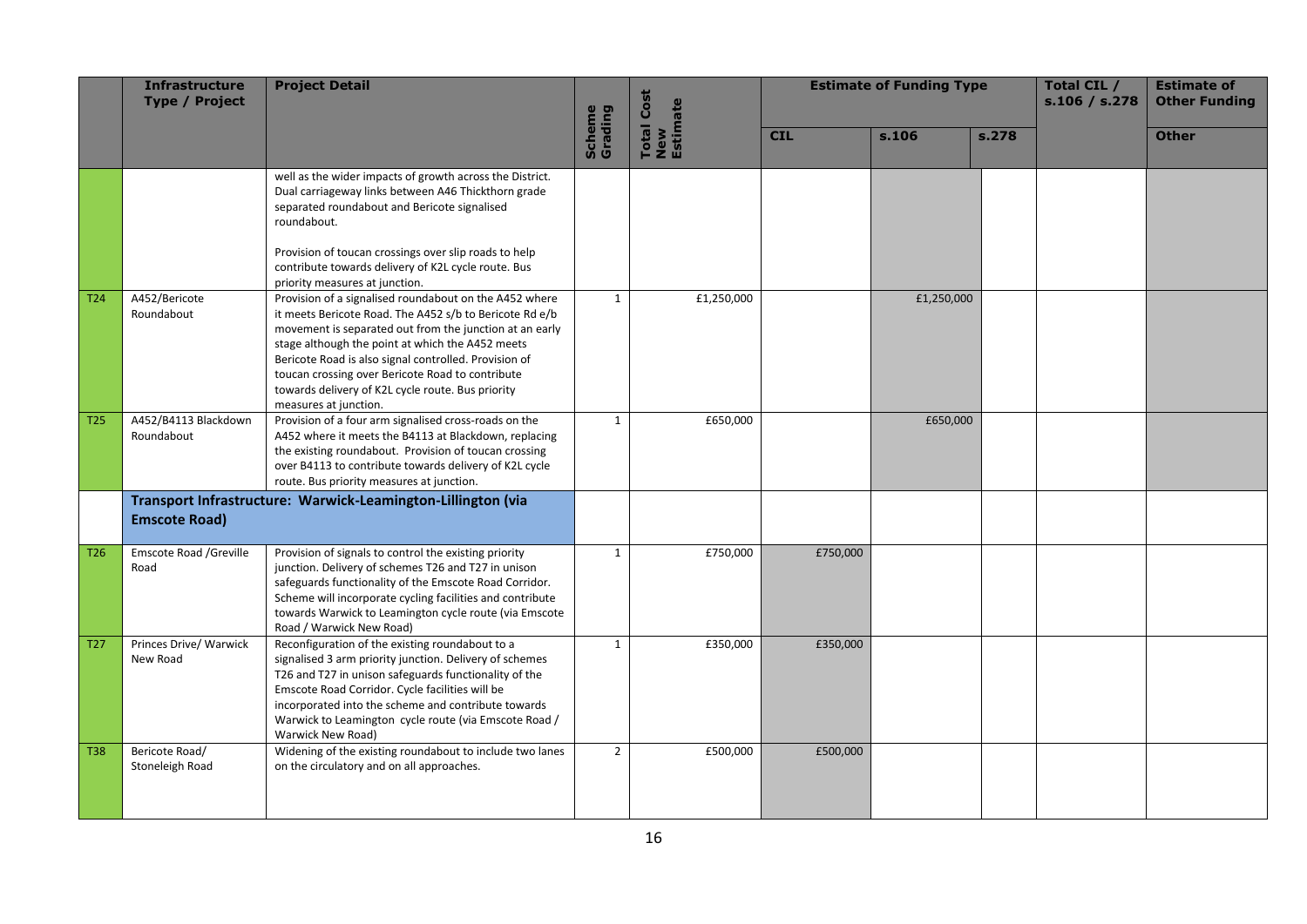| | Infrastructure Type / Project | Project Detail | Scheme Grading | Total Cost New Estimate | Estimate of Funding Type | | | Total CIL / s.106 / s.278 | Estimate of Other Funding |
|---|---|---|---|---|---|---|---|---|---|
| | | | | | CIL | s.106 | s.278 | | Other |
| | | well as the wider impacts of growth across the District. Dual carriageway links between A46 Thickthorn grade separated roundabout and Bericote signalised roundabout.<br><br>Provision of toucan crossings over slip roads to help contribute towards delivery of K2L cycle route. Bus priority measures at junction. | | | | | | | |
| T24 | A452/Bericote Roundabout | Provision of a signalised roundabout on the A452 where it meets Bericote Road. The A452 s/b to Bericote Rd e/b movement is separated out from the junction at an early stage although the point at which the A452 meets Bericote Road is also signal controlled. Provision of toucan crossing over Bericote Road to contribute towards delivery of K2L cycle route. Bus priority measures at junction. | 1 | £1,250,000 | | £1,250,000 | | | |
| T25 | A452/B4113 Blackdown Roundabout | Provision of a four arm signalised cross-roads on the A452 where it meets the B4113 at Blackdown, replacing the existing roundabout. Provision of toucan crossing over B4113 to contribute towards delivery of K2L cycle route. Bus priority measures at junction. | 1 | £650,000 | | £650,000 | | | |
| | **Transport Infrastructure: Warwick-Leamington-Lillington (via Emscote Road)** | | | | | | | | |
| T26 | Emscote Road /Greville Road | Provision of signals to control the existing priority junction. Delivery of schemes T26 and T27 in unison safeguards functionality of the Emscote Road Corridor. Scheme will incorporate cycling facilities and contribute towards Warwick to Leamington cycle route (via Emscote Road / Warwick New Road) | 1 | £750,000 | £750,000 | | | | |
| T27 | Princes Drive/ Warwick New Road | Reconfiguration of the existing roundabout to a signalised 3 arm priority junction. Delivery of schemes T26 and T27 in unison safeguards functionality of the Emscote Road Corridor. Cycle facilities will be incorporated into the scheme and contribute towards Warwick to Leamington cycle route (via Emscote Road / Warwick New Road) | 1 | £350,000 | £350,000 | | | | |
| T38 | Bericote Road/ Stoneleigh Road | Widening of the existing roundabout to include two lanes on the circulatory and on all approaches. | 2 | £500,000 | £500,000 | | | | |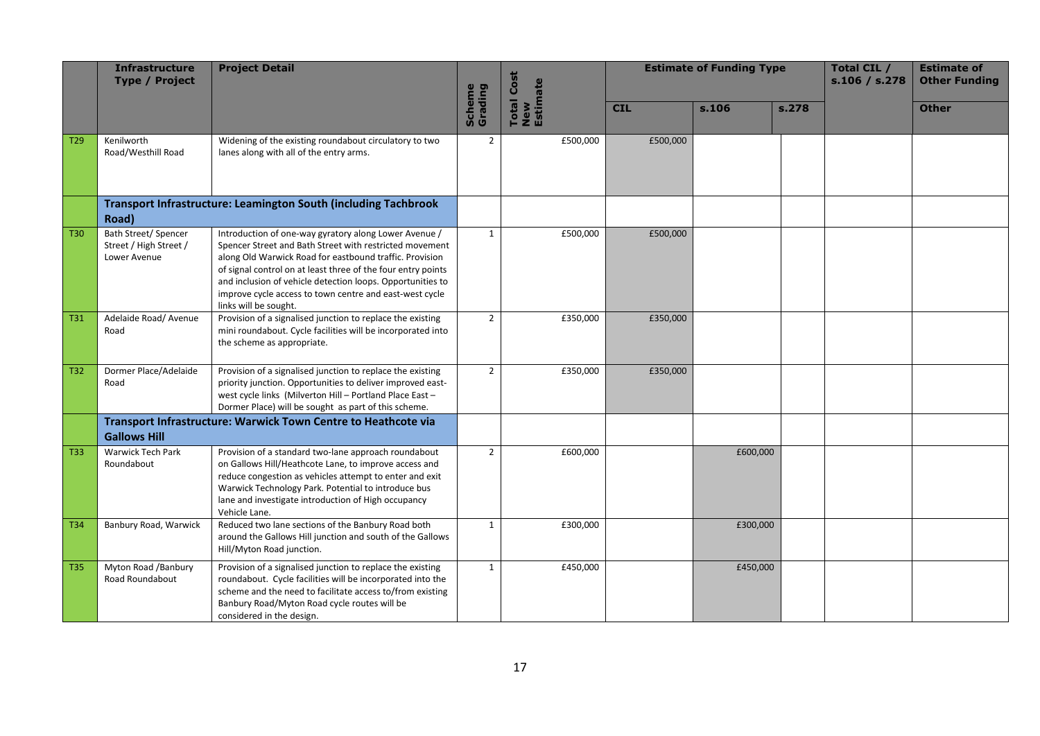| | Infrastructure Type / Project | Project Detail | Scheme Grading | Total Cost New Estimate | Estimate of Funding Type | | | Total CIL / s.106 / s.278 | Estimate of Other Funding |
|---|---|---|---|---|---|---|---|---|---|
| | | | | | CIL | s.106 | s.278 | | Other |
| T29 | Kenilworth Road/Westhill Road | Widening of the existing roundabout circulatory to two lanes along with all of the entry arms. | 2 | £500,000 | £500,000 | | | | |
| | **Transport Infrastructure: Leamington South (including Tachbrook Road)** | | | | | | | | |
| T30 | Bath Street/ Spencer Street / High Street / Lower Avenue | Introduction of one-way gyratory along Lower Avenue / Spencer Street and Bath Street with restricted movement along Old Warwick Road for eastbound traffic. Provision of signal control on at least three of the four entry points and inclusion of vehicle detection loops. Opportunities to improve cycle access to town centre and east-west cycle links will be sought. | 1 | £500,000 | £500,000 | | | | |
| T31 | Adelaide Road/ Avenue Road | Provision of a signalised junction to replace the existing mini roundabout. Cycle facilities will be incorporated into the scheme as appropriate. | 2 | £350,000 | £350,000 | | | | |
| T32 | Dormer Place/Adelaide Road | Provision of a signalised junction to replace the existing priority junction. Opportunities to deliver improved east-west cycle links (Milverton Hill – Portland Place East – Dormer Place) will be sought as part of this scheme. | 2 | £350,000 | £350,000 | | | | |
| | **Transport Infrastructure: Warwick Town Centre to Heathcote via Gallows Hill** | | | | | | | | |
| T33 | Warwick Tech Park Roundabout | Provision of a standard two-lane approach roundabout on Gallows Hill/Heathcote Lane, to improve access and reduce congestion as vehicles attempt to enter and exit Warwick Technology Park. Potential to introduce bus lane and investigate introduction of High occupancy Vehicle Lane. | 2 | £600,000 | | £600,000 | | | |
| T34 | Banbury Road, Warwick | Reduced two lane sections of the Banbury Road both around the Gallows Hill junction and south of the Gallows Hill/Myton Road junction. | 1 | £300,000 | | £300,000 | | | |
| T35 | Myton Road /Banbury Road Roundabout | Provision of a signalised junction to replace the existing roundabout. Cycle facilities will be incorporated into the scheme and the need to facilitate access to/from existing Banbury Road/Myton Road cycle routes will be considered in the design. | 1 | £450,000 | | £450,000 | | | |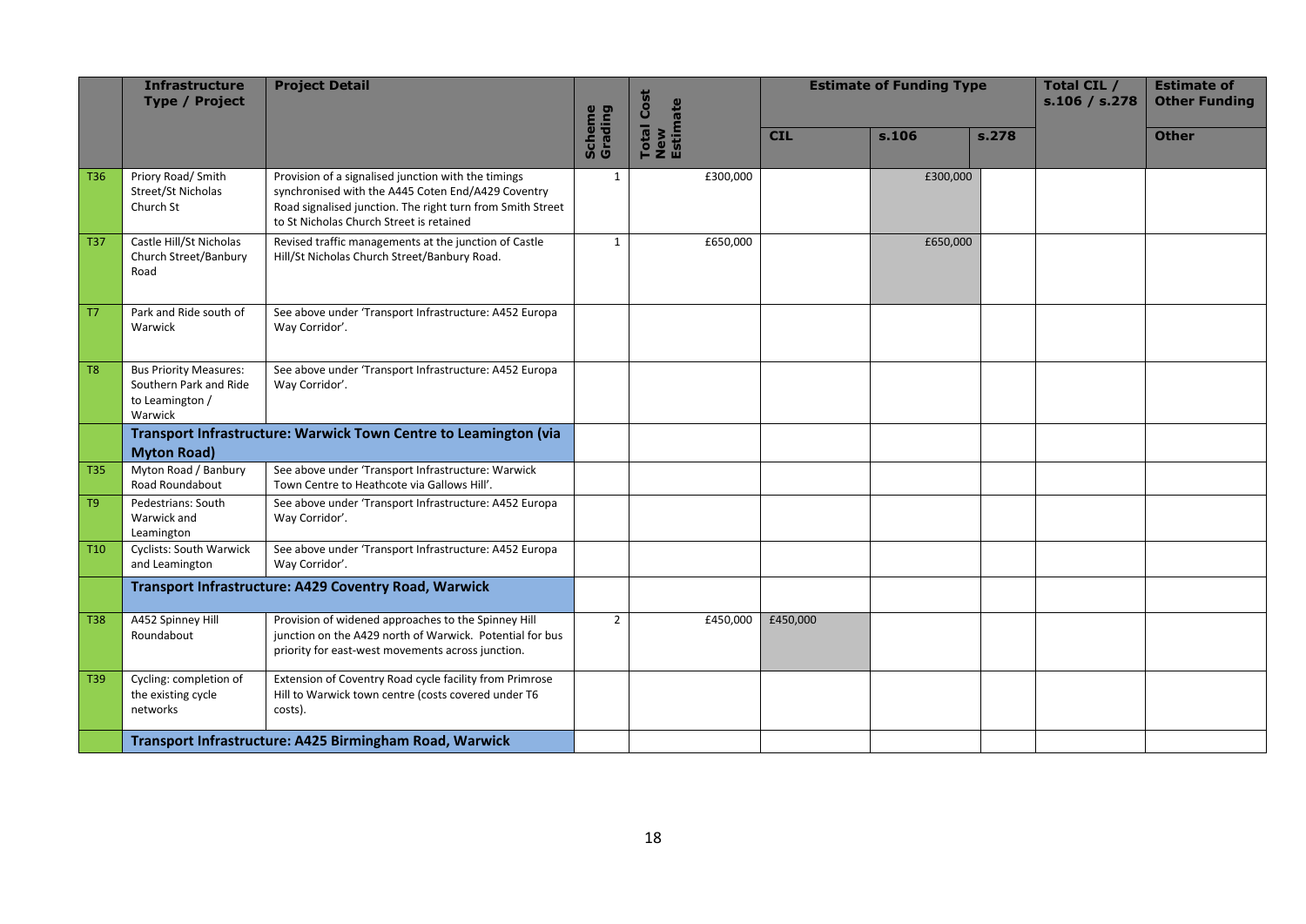| | Infrastructure Type / Project | Project Detail | Scheme Grading | Total Cost New Estimate | Estimate of Funding Type | | | Total CIL / s.106 / s.278 | Estimate of Other Funding |
|---|---|---|---|---|---|---|---|---|---|
| | | | | | CIL | s.106 | s.278 | | Other |
| T36 | Priory Road/ Smith Street/St Nicholas Church St | Provision of a signalised junction with the timings synchronised with the A445 Coten End/A429 Coventry Road signalised junction. The right turn from Smith Street to St Nicholas Church Street is retained | 1 | £300,000 | | £300,000 | | | |
| T37 | Castle Hill/St Nicholas Church Street/Banbury Road | Revised traffic managements at the junction of Castle Hill/St Nicholas Church Street/Banbury Road. | 1 | £650,000 | | £650,000 | | | |
| T7 | Park and Ride south of Warwick | See above under 'Transport Infrastructure: A452 Europa Way Corridor'. | | | | | | | |
| T8 | Bus Priority Measures: Southern Park and Ride to Leamington / Warwick | See above under 'Transport Infrastructure: A452 Europa Way Corridor'. | | | | | | | |
| | **Transport Infrastructure: Warwick Town Centre to Leamington (via Myton Road)** | | | | | | | | |
| T35 | Myton Road / Banbury Road Roundabout | See above under 'Transport Infrastructure: Warwick Town Centre to Heathcote via Gallows Hill'. | | | | | | | |
| T9 | Pedestrians: South Warwick and Leamington | See above under 'Transport Infrastructure: A452 Europa Way Corridor'. | | | | | | | |
| T10 | Cyclists: South Warwick and Leamington | See above under 'Transport Infrastructure: A452 Europa Way Corridor'. | | | | | | | |
| | **Transport Infrastructure: A429 Coventry Road, Warwick** | | | | | | | | |
| T38 | A452 Spinney Hill Roundabout | Provision of widened approaches to the Spinney Hill junction on the A429 north of Warwick. Potential for bus priority for east-west movements across junction. | 2 | £450,000 | £450,000 | | | | |
| T39 | Cycling: completion of the existing cycle networks | Extension of Coventry Road cycle facility from Primrose Hill to Warwick town centre (costs covered under T6 costs). | | | | | | | |
| | **Transport Infrastructure: A425 Birmingham Road, Warwick** | | | | | | | | |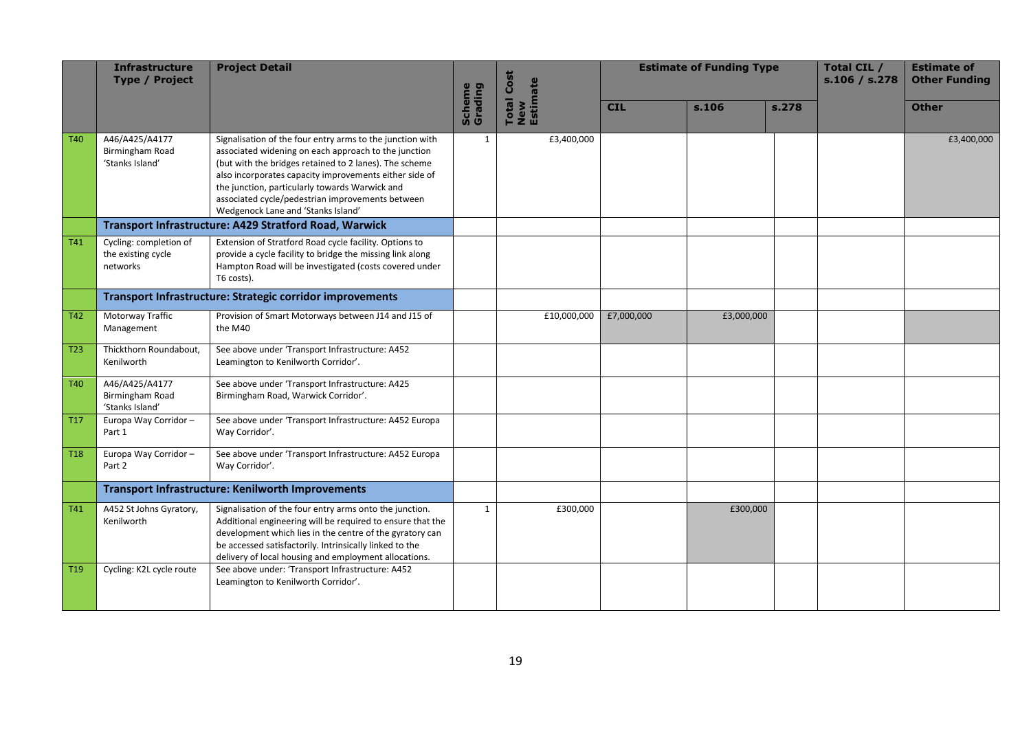| | Infrastructure Type / Project | Project Detail | Scheme Grading | Total Cost New Estimate | Estimate of Funding Type | | | Total CIL / s.106 / s.278 | Estimate of Other Funding |
|---|---|---|---|---|---|---|---|---|---|
| | | | | | CIL | s.106 | s.278 | | Other |
| T40 | A46/A425/A4177 Birmingham Road 'Stanks Island' | Signalisation of the four entry arms to the junction with associated widening on each approach to the junction (but with the bridges retained to 2 lanes). The scheme also incorporates capacity improvements either side of the junction, particularly towards Warwick and associated cycle/pedestrian improvements between Wedgenock Lane and 'Stanks Island' | 1 | £3,400,000 | | | | | £3,400,000 |
| | **Transport Infrastructure: A429 Stratford Road, Warwick** | | | | | | | | |
| T41 | Cycling: completion of the existing cycle networks | Extension of Stratford Road cycle facility. Options to provide a cycle facility to bridge the missing link along Hampton Road will be investigated (costs covered under T6 costs). | | | | | | | |
| | **Transport Infrastructure: Strategic corridor improvements** | | | | | | | | |
| T42 | Motorway Traffic Management | Provision of Smart Motorways between J14 and J15 of the M40 | | £10,000,000 | £7,000,000 | £3,000,000 | | | |
| T23 | Thickthorn Roundabout, Kenilworth | See above under 'Transport Infrastructure: A452 Leamington to Kenilworth Corridor'. | | | | | | | |
| T40 | A46/A425/A4177 Birmingham Road 'Stanks Island' | See above under 'Transport Infrastructure: A425 Birmingham Road, Warwick Corridor'. | | | | | | | |
| T17 | Europa Way Corridor – Part 1 | See above under 'Transport Infrastructure: A452 Europa Way Corridor'. | | | | | | | |
| T18 | Europa Way Corridor – Part 2 | See above under 'Transport Infrastructure: A452 Europa Way Corridor'. | | | | | | | |
| | **Transport Infrastructure: Kenilworth Improvements** | | | | | | | | |
| T41 | A452 St Johns Gyratory, Kenilworth | Signalisation of the four entry arms onto the junction. Additional engineering will be required to ensure that the development which lies in the centre of the gyratory can be accessed satisfactorily. Intrinsically linked to the delivery of local housing and employment allocations. | 1 | £300,000 | | £300,000 | | | |
| T19 | Cycling: K2L cycle route | See above under: 'Transport Infrastructure: A452 Leamington to Kenilworth Corridor'. | | | | | | | |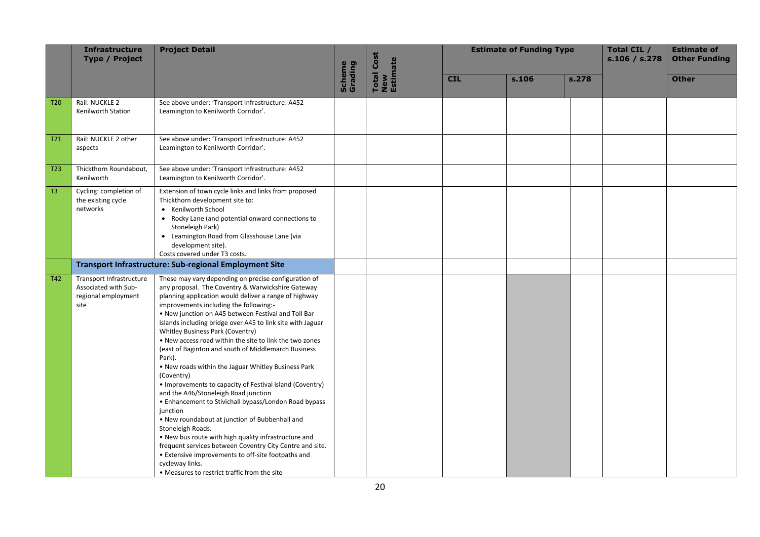| | Infrastructure Type / Project | Project Detail | Scheme Grading | Total Cost New Estimate | Estimate of Funding Type | | | Total CIL / s.106 / s.278 | Estimate of Other Funding |
|---|---|---|---|---|---|---|---|---|---|
| | | | | | CIL | s.106 | s.278 | | Other |
| T20 | Rail: NUCKLE 2 Kenilworth Station | See above under: 'Transport Infrastructure: A452 Leamington to Kenilworth Corridor'. | | | | | | | |
| T21 | Rail: NUCKLE 2 other aspects | See above under: 'Transport Infrastructure: A452 Leamington to Kenilworth Corridor'. | | | | | | | |
| T23 | Thickthorn Roundabout, Kenilworth | See above under: 'Transport Infrastructure: A452 Leamington to Kenilworth Corridor'. | | | | | | | |
| T3 | Cycling: completion of the existing cycle networks | Extension of town cycle links and links from proposed Thickthorn development site to: • Kenilworth School • Rocky Lane (and potential onward connections to Stoneleigh Park) • Leamington Road from Glasshouse Lane (via development site). Costs covered under T3 costs. | | | | | | | |
| | **Transport Infrastructure: Sub-regional Employment Site** | | | | | | | | |
| T42 | Transport Infrastructure Associated with Sub-regional employment site | These may vary depending on precise configuration of any proposal. The Coventry & Warwickshire Gateway planning application would deliver a range of highway improvements including the following:- • New junction on A45 between Festival and Toll Bar islands including bridge over A45 to link site with Jaguar Whitley Business Park (Coventry) • New access road within the site to link the two zones (east of Baginton and south of Middlemarch Business Park). • New roads within the Jaguar Whitley Business Park (Coventry) • Improvements to capacity of Festival island (Coventry) and the A46/Stoneleigh Road junction • Enhancement to Stivichall bypass/London Road bypass junction • New roundabout at junction of Bubbenhall and Stoneleigh Roads. • New bus route with high quality infrastructure and frequent services between Coventry City Centre and site. • Extensive improvements to off-site footpaths and cycleway links. • Measures to restrict traffic from the site | | | | | | | |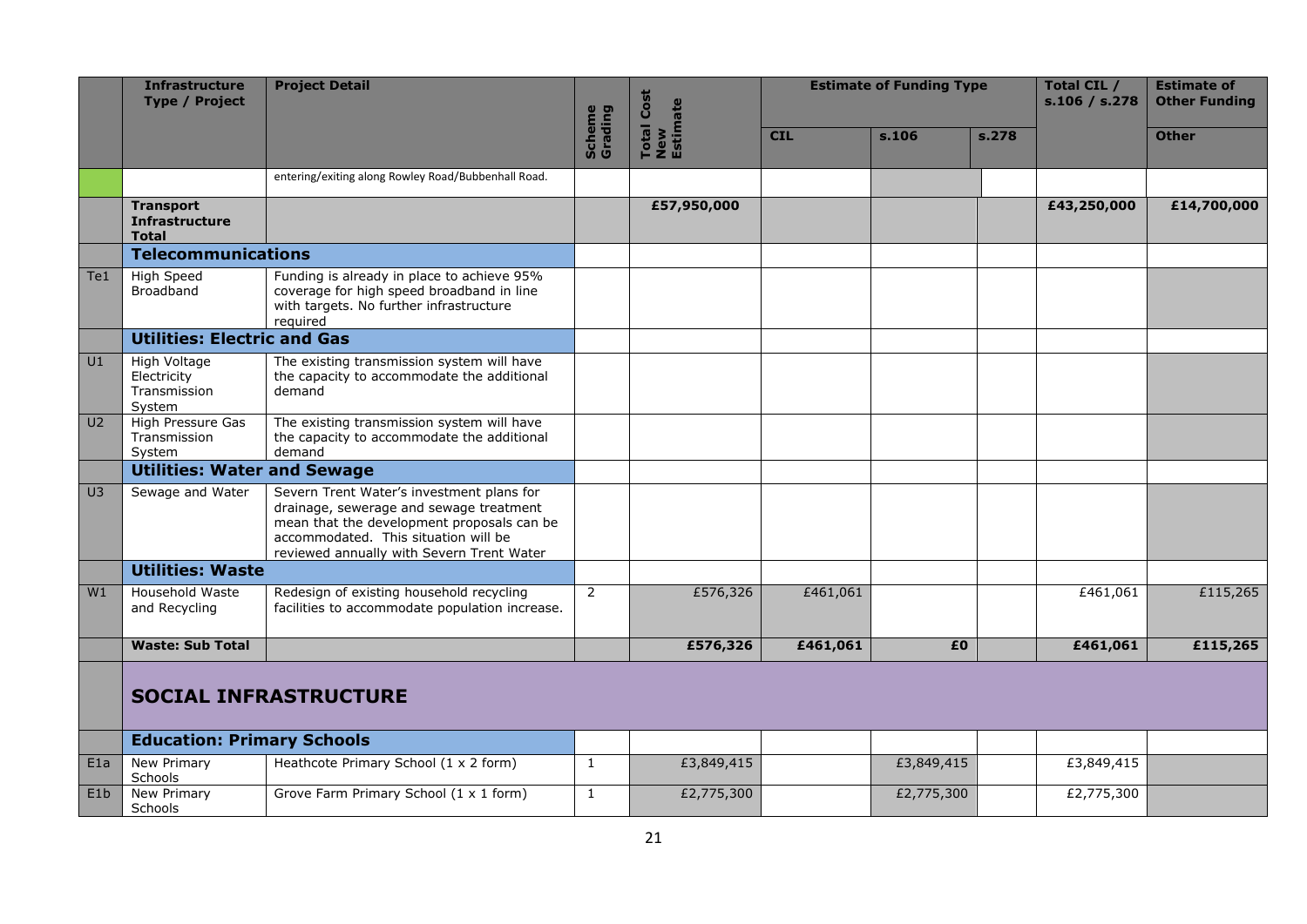| | Infrastructure Type / Project | Project Detail | Scheme Grading | Total Cost New Estimate | Estimate of Funding Type | | | Total CIL / s.106 / s.278 | Estimate of Other Funding |
|---|---|---|---|---|---|---|---|---|---|
| | | | | | CIL | s.106 | s.278 | | Other |
| | | entering/exiting along Rowley Road/Bubbenhall Road. | | | | | | | |
| | **Transport Infrastructure Total** | | | **£57,950,000** | | | | **£43,250,000** | **£14,700,000** |
| | **Telecommunications** | | | | | | | | |
| Te1 | High Speed Broadband | Funding is already in place to achieve 95% coverage for high speed broadband in line with targets. No further infrastructure required | | | | | | | |
| | **Utilities: Electric and Gas** | | | | | | | | |
| U1 | High Voltage Electricity Transmission System | The existing transmission system will have the capacity to accommodate the additional demand | | | | | | | |
| U2 | High Pressure Gas Transmission System | The existing transmission system will have the capacity to accommodate the additional demand | | | | | | | |
| | **Utilities: Water and Sewage** | | | | | | | | |
| U3 | Sewage and Water | Severn Trent Water's investment plans for drainage, sewerage and sewage treatment mean that the development proposals can be accommodated. This situation will be reviewed annually with Severn Trent Water | | | | | | | |
| | **Utilities: Waste** | | | | | | | | |
| W1 | Household Waste and Recycling | Redesign of existing household recycling facilities to accommodate population increase. | 2 | £576,326 | £461,061 | | | £461,061 | £115,265 |
| | **Waste: Sub Total** | | | **£576,326** | **£461,061** | **£0** | | **£461,061** | **£115,265** |
| | **SOCIAL INFRASTRUCTURE** | | | | | | | | |
| | **Education: Primary Schools** | | | | | | | | |
| E1a | New Primary Schools | Heathcote Primary School (1 x 2 form) | 1 | £3,849,415 | | £3,849,415 | | £3,849,415 | |
| E1b | New Primary Schools | Grove Farm Primary School (1 x 1 form) | 1 | £2,775,300 | | £2,775,300 | | £2,775,300 | |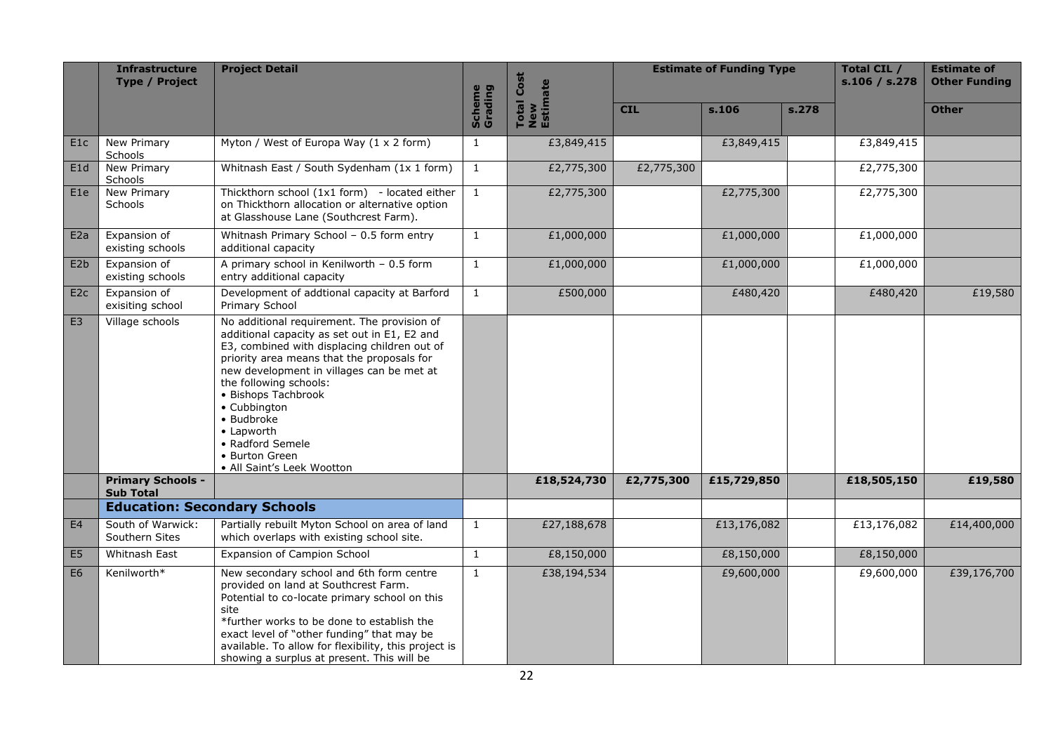| | Infrastructure Type / Project | Project Detail | Scheme Grading | Total Cost New Estimate | Estimate of Funding Type | | | Total CIL / s.106 / s.278 | Estimate of Other Funding |
|---|---|---|---|---|---|---|---|---|---|
| | | | | | CIL | s.106 | s.278 | | Other |
| E1c | New Primary Schools | Myton / West of Europa Way (1 x 2 form) | 1 | £3,849,415 | | £3,849,415 | | £3,849,415 | |
| E1d | New Primary Schools | Whitnash East / South Sydenham (1x 1 form) | 1 | £2,775,300 | £2,775,300 | | | £2,775,300 | |
| E1e | New Primary Schools | Thickthorn school (1x1 form) - located either on Thickthorn allocation or alternative option at Glasshouse Lane (Southcrest Farm). | 1 | £2,775,300 | | £2,775,300 | | £2,775,300 | |
| E2a | Expansion of existing schools | Whitnash Primary School – 0.5 form entry additional capacity | 1 | £1,000,000 | | £1,000,000 | | £1,000,000 | |
| E2b | Expansion of existing schools | A primary school in Kenilworth – 0.5 form entry additional capacity | 1 | £1,000,000 | | £1,000,000 | | £1,000,000 | |
| E2c | Expansion of exisiting school | Development of addtional capacity at Barford Primary School | 1 | £500,000 | | £480,420 | | £480,420 | £19,580 |
| E3 | Village schools | No additional requirement. The provision of additional capacity as set out in E1, E2 and E3, combined with displacing children out of priority area means that the proposals for new development in villages can be met at the following schools: • Bishops Tachbrook • Cubbington • Budbroke • Lapworth • Radford Semele • Burton Green • All Saint's Leek Wootton | | | | | | | |
| | **Primary Schools - Sub Total** | | | **£18,524,730** | **£2,775,300** | **£15,729,850** | | **£18,505,150** | **£19,580** |
| | **Education: Secondary Schools** | | | | | | | | |
| E4 | South of Warwick: Southern Sites | Partially rebuilt Myton School on area of land which overlaps with existing school site. | 1 | £27,188,678 | | £13,176,082 | | £13,176,082 | £14,400,000 |
| E5 | Whitnash East | Expansion of Campion School | 1 | £8,150,000 | | £8,150,000 | | £8,150,000 | |
| E6 | Kenilworth* | New secondary school and 6th form centre provided on land at Southcrest Farm. Potential to co-locate primary school on this site *further works to be done to establish the exact level of "other funding" that may be available. To allow for flexibility, this project is showing a surplus at present. This will be | 1 | £38,194,534 | | £9,600,000 | | £9,600,000 | £39,176,700 |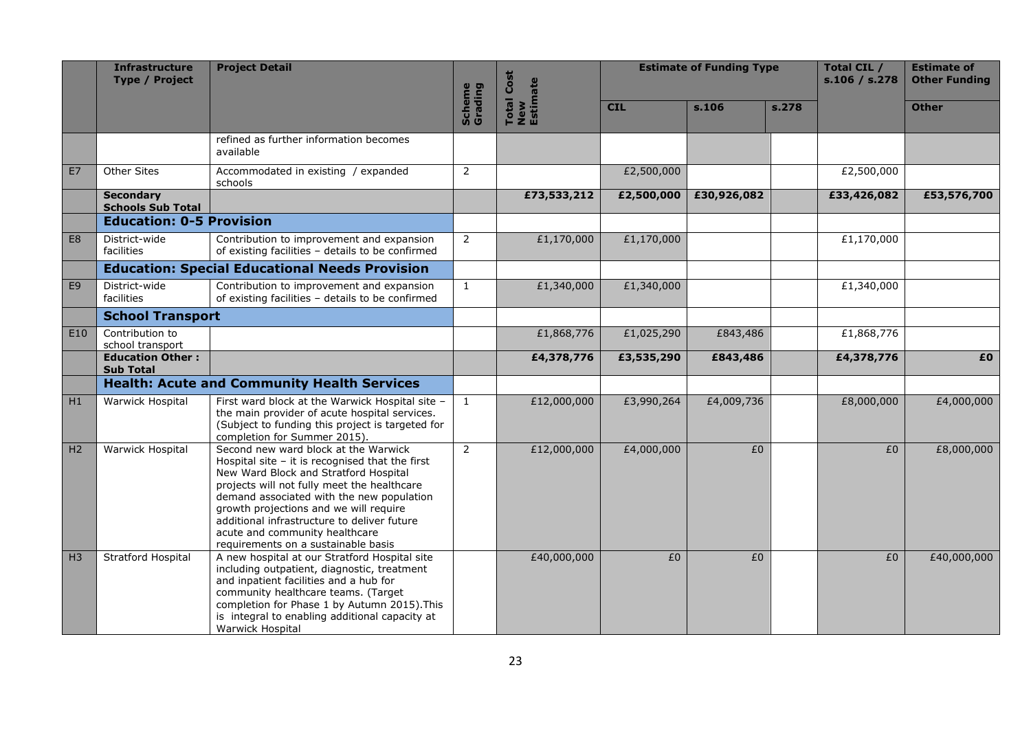| | Infrastructure Type / Project | Project Detail | Scheme Grading | Total Cost New Estimate | Estimate of Funding Type | | | Total CIL / s.106 / s.278 | Estimate of Other Funding |
|---|---|---|---|---|---|---|---|---|---|
| | | | | | CIL | s.106 | s.278 | | Other |
| | | refined as further information becomes available | | | | | | | |
| E7 | Other Sites | Accommodated in existing / expanded schools | 2 | | £2,500,000 | | | £2,500,000 | |
| | **Secondary Schools Sub Total** | | | **£73,533,212** | **£2,500,000** | **£30,926,082** | | **£33,426,082** | **£53,576,700** |
| | **Education: 0-5 Provision** | | | | | | | | |
| E8 | District-wide facilities | Contribution to improvement and expansion of existing facilities – details to be confirmed | 2 | £1,170,000 | £1,170,000 | | | £1,170,000 | |
| | **Education: Special Educational Needs Provision** | | | | | | | | |
| E9 | District-wide facilities | Contribution to improvement and expansion of existing facilities – details to be confirmed | 1 | £1,340,000 | £1,340,000 | | | £1,340,000 | |
| | **School Transport** | | | | | | | | |
| E10 | Contribution to school transport | | | £1,868,776 | £1,025,290 | £843,486 | | £1,868,776 | |
| | **Education Other : Sub Total** | | | **£4,378,776** | **£3,535,290** | **£843,486** | | **£4,378,776** | **£0** |
| | **Health: Acute and Community Health Services** | | | | | | | | |
| H1 | Warwick Hospital | First ward block at the Warwick Hospital site – the main provider of acute hospital services. (Subject to funding this project is targeted for completion for Summer 2015). | 1 | £12,000,000 | £3,990,264 | £4,009,736 | | £8,000,000 | £4,000,000 |
| H2 | Warwick Hospital | Second new ward block at the Warwick Hospital site – it is recognised that the first New Ward Block and Stratford Hospital projects will not fully meet the healthcare demand associated with the new population growth projections and we will require additional infrastructure to deliver future acute and community healthcare requirements on a sustainable basis | 2 | £12,000,000 | £4,000,000 | £0 | | £0 | £8,000,000 |
| H3 | Stratford Hospital | A new hospital at our Stratford Hospital site including outpatient, diagnostic, treatment and inpatient facilities and a hub for community healthcare teams. (Target completion for Phase 1 by Autumn 2015).This is integral to enabling additional capacity at Warwick Hospital | | £40,000,000 | £0 | £0 | | £0 | £40,000,000 |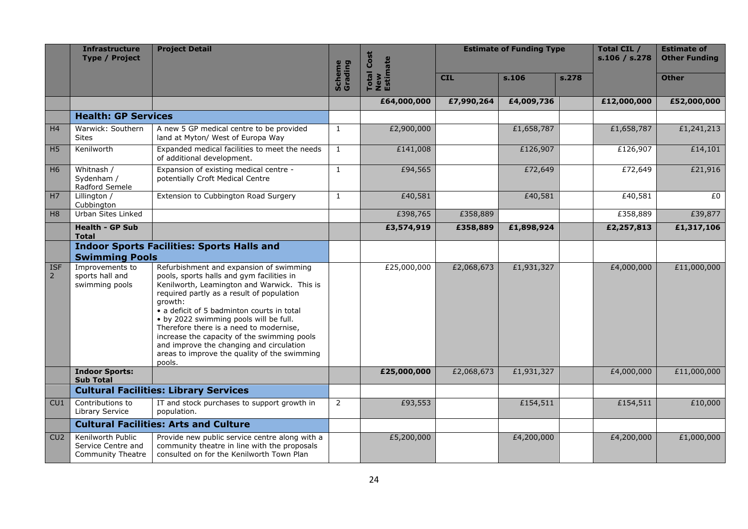| | Infrastructure Type / Project | Project Detail | Scheme Grading | Total Cost New Estimate | Estimate of Funding Type | | | Total CIL / s.106 / s.278 | Estimate of Other Funding |
|---|---|---|---|---|---|---|---|---|---|
| | | | | | CIL | s.106 | s.278 | | Other |
| | | | | **£64,000,000** | **£7,990,264** | **£4,009,736** | | **£12,000,000** | **£52,000,000** |
| | **Health: GP Services** | | | | | | | | |
| H4 | Warwick: Southern Sites | A new 5 GP medical centre to be provided land at Myton/ West of Europa Way | 1 | £2,900,000 | | £1,658,787 | | £1,658,787 | £1,241,213 |
| H5 | Kenilworth | Expanded medical facilities to meet the needs of additional development. | 1 | £141,008 | | £126,907 | | £126,907 | £14,101 |
| H6 | Whitnash / Sydenham / Radford Semele | Expansion of existing medical centre - potentially Croft Medical Centre | 1 | £94,565 | | £72,649 | | £72,649 | £21,916 |
| H7 | Lillington / Cubbington | Extension to Cubbington Road Surgery | 1 | £40,581 | | £40,581 | | £40,581 | £0 |
| H8 | Urban Sites Linked | | | £398,765 | £358,889 | | | £358,889 | £39,877 |
| | **Health - GP Sub Total** | | | **£3,574,919** | **£358,889** | **£1,898,924** | | **£2,257,813** | **£1,317,106** |
| | **Indoor Sports Facilities: Sports Halls and Swimming Pools** | | | | | | | | |
| ISF 2 | Improvements to sports hall and swimming pools | Refurbishment and expansion of swimming pools, sports halls and gym facilities in Kenilworth, Leamington and Warwick. This is required partly as a result of population growth:<br>• a deficit of 5 badminton courts in total<br>• by 2022 swimming pools will be full.<br>Therefore there is a need to modernise, increase the capacity of the swimming pools and improve the changing and circulation areas to improve the quality of the swimming pools. | | £25,000,000 | £2,068,673 | £1,931,327 | | £4,000,000 | £11,000,000 |
| | **Indoor Sports: Sub Total** | | | **£25,000,000** | £2,068,673 | £1,931,327 | | £4,000,000 | £11,000,000 |
| | **Cultural Facilities: Library Services** | | | | | | | | |
| CU1 | Contributions to Library Service | IT and stock purchases to support growth in population. | 2 | £93,553 | | £154,511 | | £154,511 | £10,000 |
| | **Cultural Facilities: Arts and Culture** | | | | | | | | |
| CU2 | Kenilworth Public Service Centre and Community Theatre | Provide new public service centre along with a community theatre in line with the proposals consulted on for the Kenilworth Town Plan | | £5,200,000 | | £4,200,000 | | £4,200,000 | £1,000,000 |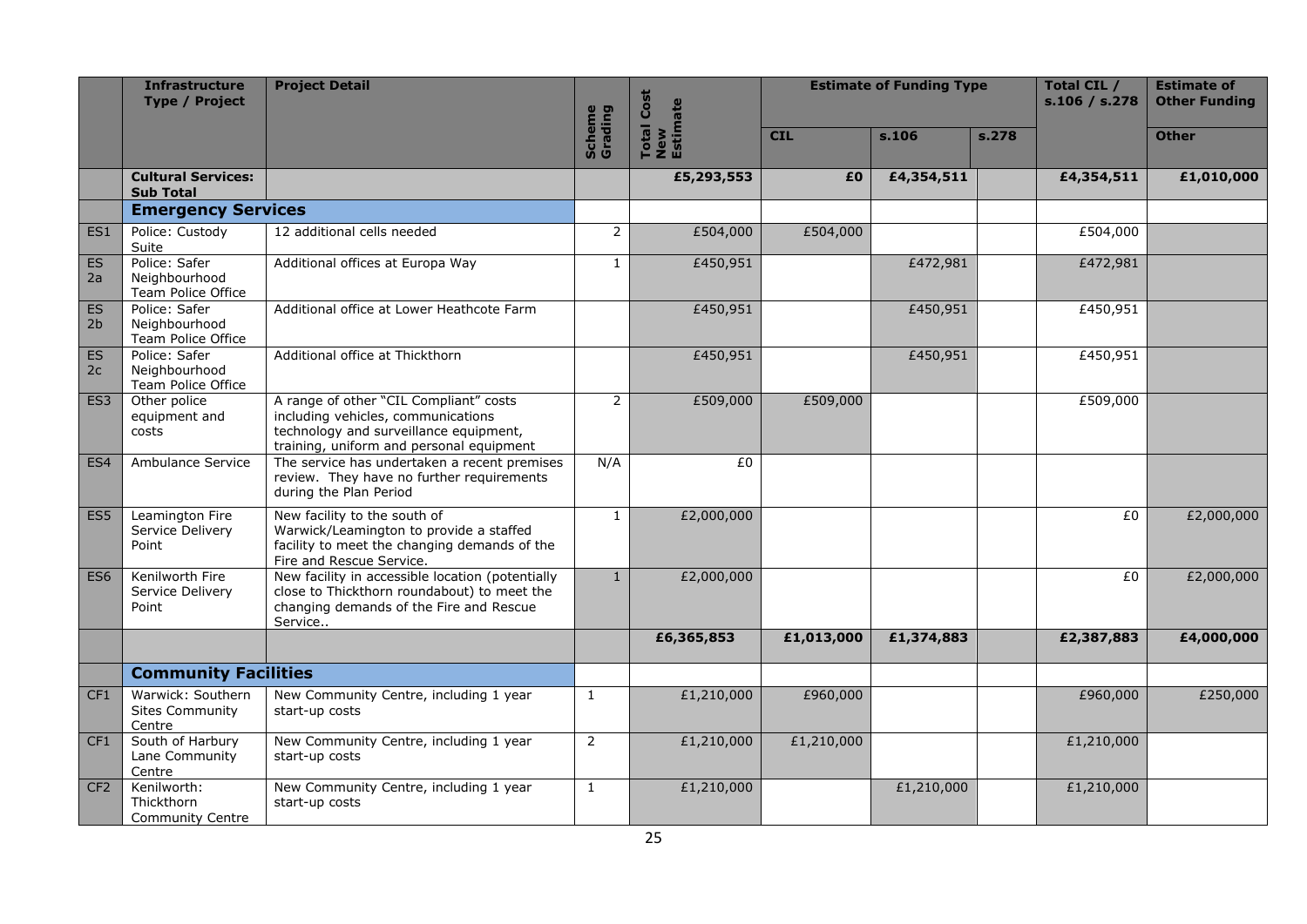| | Infrastructure Type / Project | Project Detail | Scheme Grading | Total Cost New Estimate | Estimate of Funding Type | | | Total CIL / s.106 / s.278 | Estimate of Other Funding |
|---|---|---|---|---|---|---|---|---|---|
| | | | | | CIL | s.106 | s.278 | | Other |
| | **Cultural Services: Sub Total** | | | **£5,293,553** | **£0** | **£4,354,511** | | **£4,354,511** | **£1,010,000** |
| | **Emergency Services** | | | | | | | | |
| ES1 | Police: Custody Suite | 12 additional cells needed | 2 | £504,000 | £504,000 | | | £504,000 | |
| ES 2a | Police: Safer Neighbourhood Team Police Office | Additional offices at Europa Way | 1 | £450,951 | | £472,981 | | £472,981 | |
| ES 2b | Police: Safer Neighbourhood Team Police Office | Additional office at Lower Heathcote Farm | | £450,951 | | £450,951 | | £450,951 | |
| ES 2c | Police: Safer Neighbourhood Team Police Office | Additional office at Thickthorn | | £450,951 | | £450,951 | | £450,951 | |
| ES3 | Other police equipment and costs | A range of other "CIL Compliant" costs including vehicles, communications technology and surveillance equipment, training, uniform and personal equipment | 2 | £509,000 | £509,000 | | | £509,000 | |
| ES4 | Ambulance Service | The service has undertaken a recent premises review. They have no further requirements during the Plan Period | N/A | £0 | | | | | |
| ES5 | Leamington Fire Service Delivery Point | New facility to the south of Warwick/Leamington to provide a staffed facility to meet the changing demands of the Fire and Rescue Service. | 1 | £2,000,000 | | | | £0 | £2,000,000 |
| ES6 | Kenilworth Fire Service Delivery Point | New facility in accessible location (potentially close to Thickthorn roundabout) to meet the changing demands of the Fire and Rescue Service.. | 1 | £2,000,000 | | | | £0 | £2,000,000 |
| | | | | **£6,365,853** | **£1,013,000** | **£1,374,883** | | **£2,387,883** | **£4,000,000** |
| | **Community Facilities** | | | | | | | | |
| CF1 | Warwick: Southern Sites Community Centre | New Community Centre, including 1 year start-up costs | 1 | £1,210,000 | £960,000 | | | £960,000 | £250,000 |
| CF1 | South of Harbury Lane Community Centre | New Community Centre, including 1 year start-up costs | 2 | £1,210,000 | £1,210,000 | | | £1,210,000 | |
| CF2 | Kenilworth: Thickthorn Community Centre | New Community Centre, including 1 year start-up costs | 1 | £1,210,000 | | £1,210,000 | | £1,210,000 | |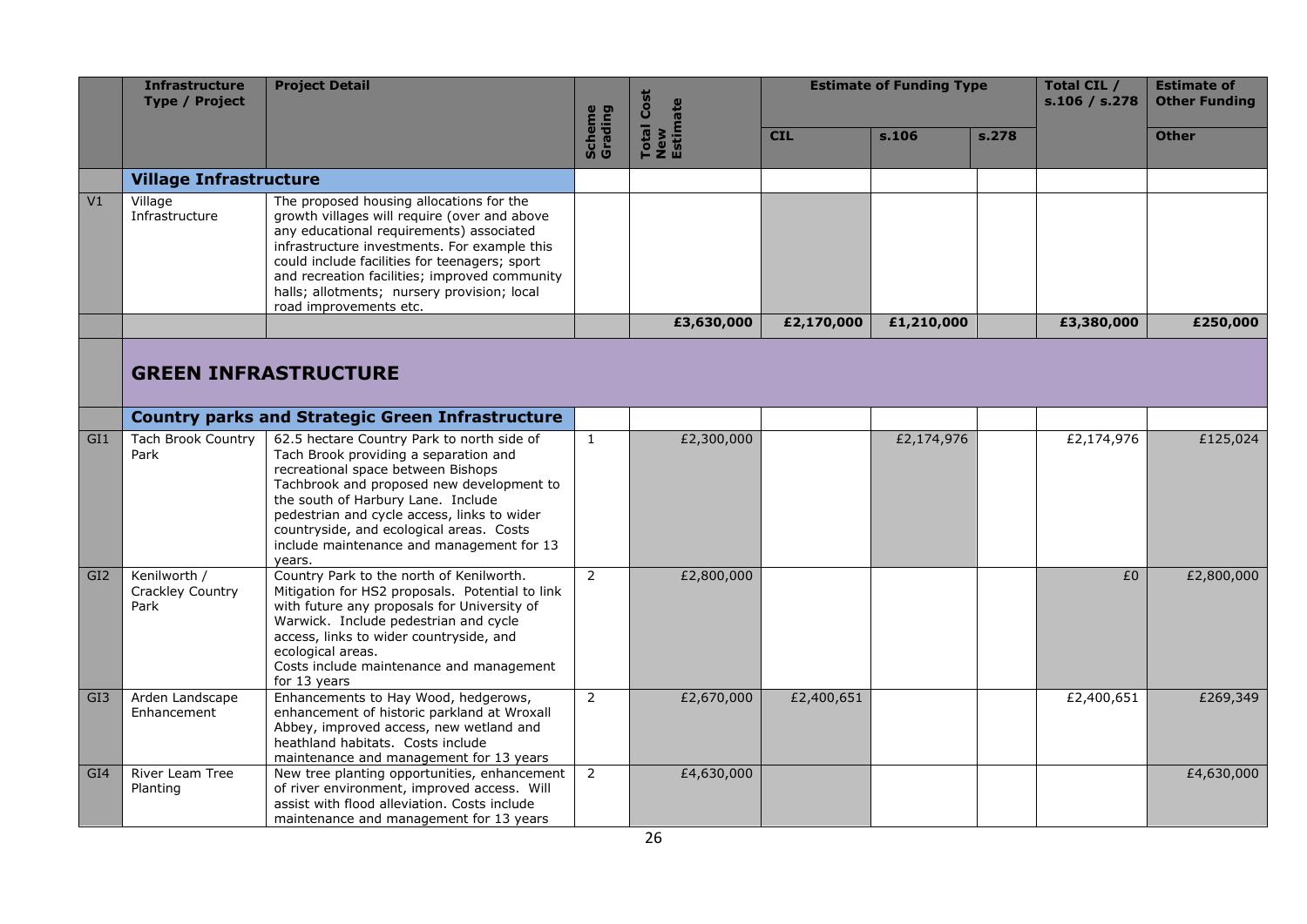| | Infrastructure Type / Project | Project Detail | Scheme Grading | Total Cost New Estimate | Estimate of Funding Type | | | Total CIL / s.106 / s.278 | Estimate of Other Funding |
|---|---|---|---|---|---|---|---|---|---|
| | | | | | CIL | s.106 | s.278 | | Other |
| | **Village Infrastructure** | | | | | | | | |
| V1 | Village Infrastructure | The proposed housing allocations for the growth villages will require (over and above any educational requirements) associated infrastructure investments. For example this could include facilities for teenagers; sport and recreation facilities; improved community halls; allotments; nursery provision; local road improvements etc. | | | | | | | |
| | | | | **£3,630,000** | **£2,170,000** | **£1,210,000** | | **£3,380,000** | **£250,000** |
| | **GREEN INFRASTRUCTURE** | | | | | | | | |
| | **Country parks and Strategic Green Infrastructure** | | | | | | | | |
| GI1 | Tach Brook Country Park | 62.5 hectare Country Park to north side of Tach Brook providing a separation and recreational space between Bishops Tachbrook and proposed new development to the south of Harbury Lane. Include pedestrian and cycle access, links to wider countryside, and ecological areas. Costs include maintenance and management for 13 years. | 1 | £2,300,000 | | £2,174,976 | | £2,174,976 | £125,024 |
| GI2 | Kenilworth / Crackley Country Park | Country Park to the north of Kenilworth. Mitigation for HS2 proposals. Potential to link with future any proposals for University of Warwick. Include pedestrian and cycle access, links to wider countryside, and ecological areas. Costs include maintenance and management for 13 years | 2 | £2,800,000 | | | | £0 | £2,800,000 |
| GI3 | Arden Landscape Enhancement | Enhancements to Hay Wood, hedgerows, enhancement of historic parkland at Wroxall Abbey, improved access, new wetland and heathland habitats. Costs include maintenance and management for 13 years | 2 | £2,670,000 | £2,400,651 | | | £2,400,651 | £269,349 |
| GI4 | River Leam Tree Planting | New tree planting opportunities, enhancement of river environment, improved access. Will assist with flood alleviation. Costs include maintenance and management for 13 years | 2 | £4,630,000 | | | | | £4,630,000 |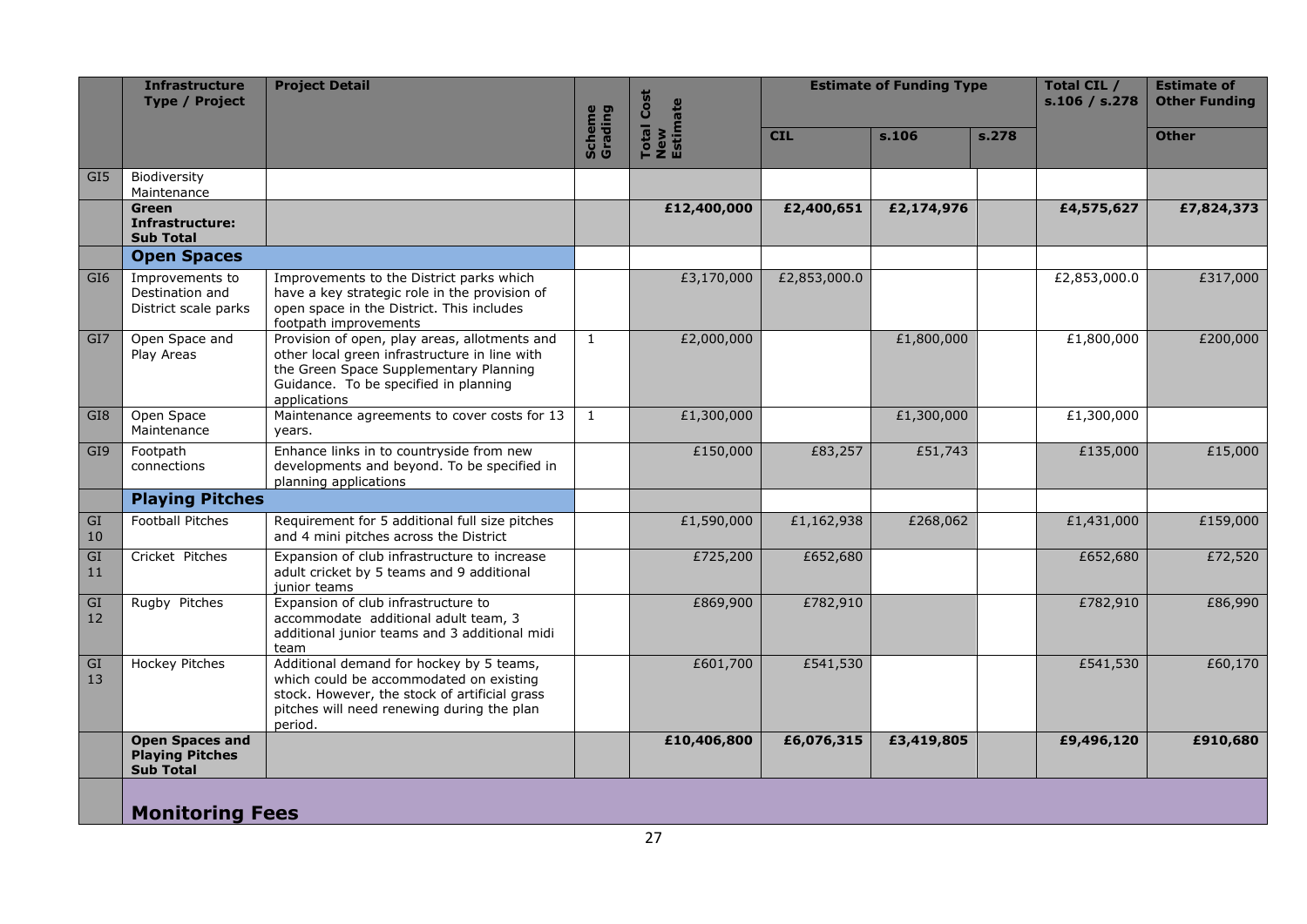| | Infrastructure Type / Project | Project Detail | Scheme Grading | Total Cost New Estimate | Estimate of Funding Type | | | Total CIL / s.106 / s.278 | Estimate of Other Funding |
|---|---|---|---|---|---|---|---|---|---|
| | | | | | CIL | s.106 | s.278 | | Other |
| GI5 | Biodiversity Maintenance | | | | | | | | |
| | **Green Infrastructure: Sub Total** | | | **£12,400,000** | **£2,400,651** | **£2,174,976** | | **£4,575,627** | **£7,824,373** |
| | **Open Spaces** | | | | | | | | |
| GI6 | Improvements to Destination and District scale parks | Improvements to the District parks which have a key strategic role in the provision of open space in the District. This includes footpath improvements | | £3,170,000 | £2,853,000.0 | | | £2,853,000.0 | £317,000 |
| GI7 | Open Space and Play Areas | Provision of open, play areas, allotments and other local green infrastructure in line with the Green Space Supplementary Planning Guidance. To be specified in planning applications | 1 | £2,000,000 | | £1,800,000 | | £1,800,000 | £200,000 |
| GI8 | Open Space Maintenance | Maintenance agreements to cover costs for 13 years. | 1 | £1,300,000 | | £1,300,000 | | £1,300,000 | |
| GI9 | Footpath connections | Enhance links in to countryside from new developments and beyond. To be specified in planning applications | | £150,000 | £83,257 | £51,743 | | £135,000 | £15,000 |
| | **Playing Pitches** | | | | | | | | |
| GI 10 | Football Pitches | Requirement for 5 additional full size pitches and 4 mini pitches across the District | | £1,590,000 | £1,162,938 | £268,062 | | £1,431,000 | £159,000 |
| GI 11 | Cricket Pitches | Expansion of club infrastructure to increase adult cricket by 5 teams and 9 additional junior teams | | £725,200 | £652,680 | | | £652,680 | £72,520 |
| GI 12 | Rugby Pitches | Expansion of club infrastructure to accommodate additional adult team, 3 additional junior teams and 3 additional midi team | | £869,900 | £782,910 | | | £782,910 | £86,990 |
| GI 13 | Hockey Pitches | Additional demand for hockey by 5 teams, which could be accommodated on existing stock. However, the stock of artificial grass pitches will need renewing during the plan period. | | £601,700 | £541,530 | | | £541,530 | £60,170 |
| | **Open Spaces and Playing Pitches Sub Total** | | | **£10,406,800** | **£6,076,315** | **£3,419,805** | | **£9,496,120** | **£910,680** |
| | **Monitoring Fees** | | | | | | | | |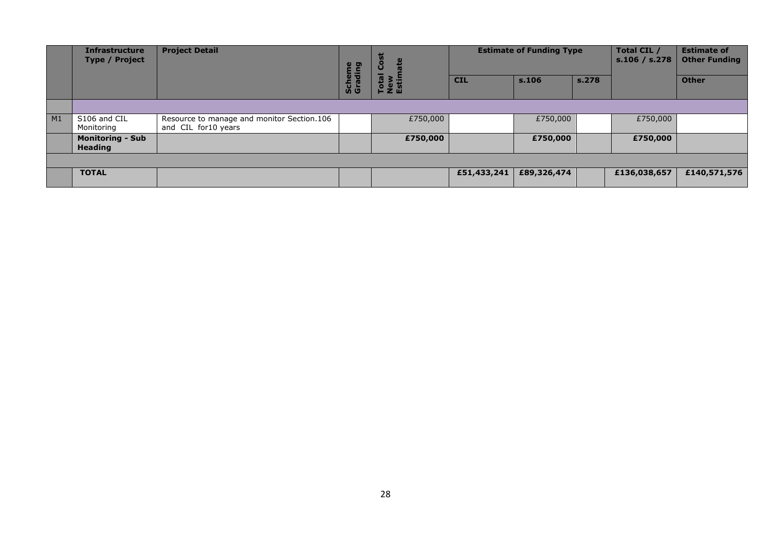| | Infrastructure Type / Project | Project Detail | Scheme Grading | Total Cost New Estimate | Estimate of Funding Type | | | Total CIL / s.106 / s.278 | Estimate of Other Funding |
|---|---|---|---|---|---|---|---|---|---|
| | | | | | CIL | s.106 | s.278 | | Other |
| | | | | | | | | | |
| M1 | S106 and CIL Monitoring | Resource to manage and monitor Section.106 and CIL for10 years | | £750,000 | | £750,000 | | £750,000 | |
| | **Monitoring - Sub Heading** | | | **£750,000** | | **£750,000** | | **£750,000** | |
| | | | | | | | | | |
| | **TOTAL** | | | | **£51,433,241** | **£89,326,474** | | **£136,038,657** | **£140,571,576** |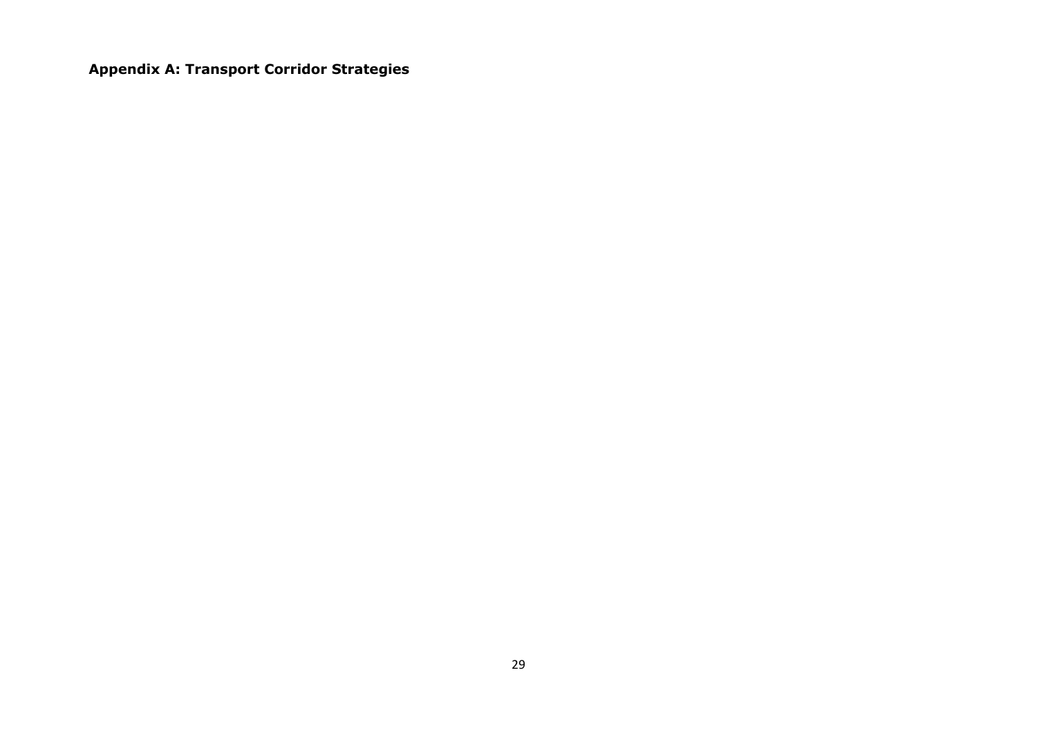**Appendix A: Transport Corridor Strategies**